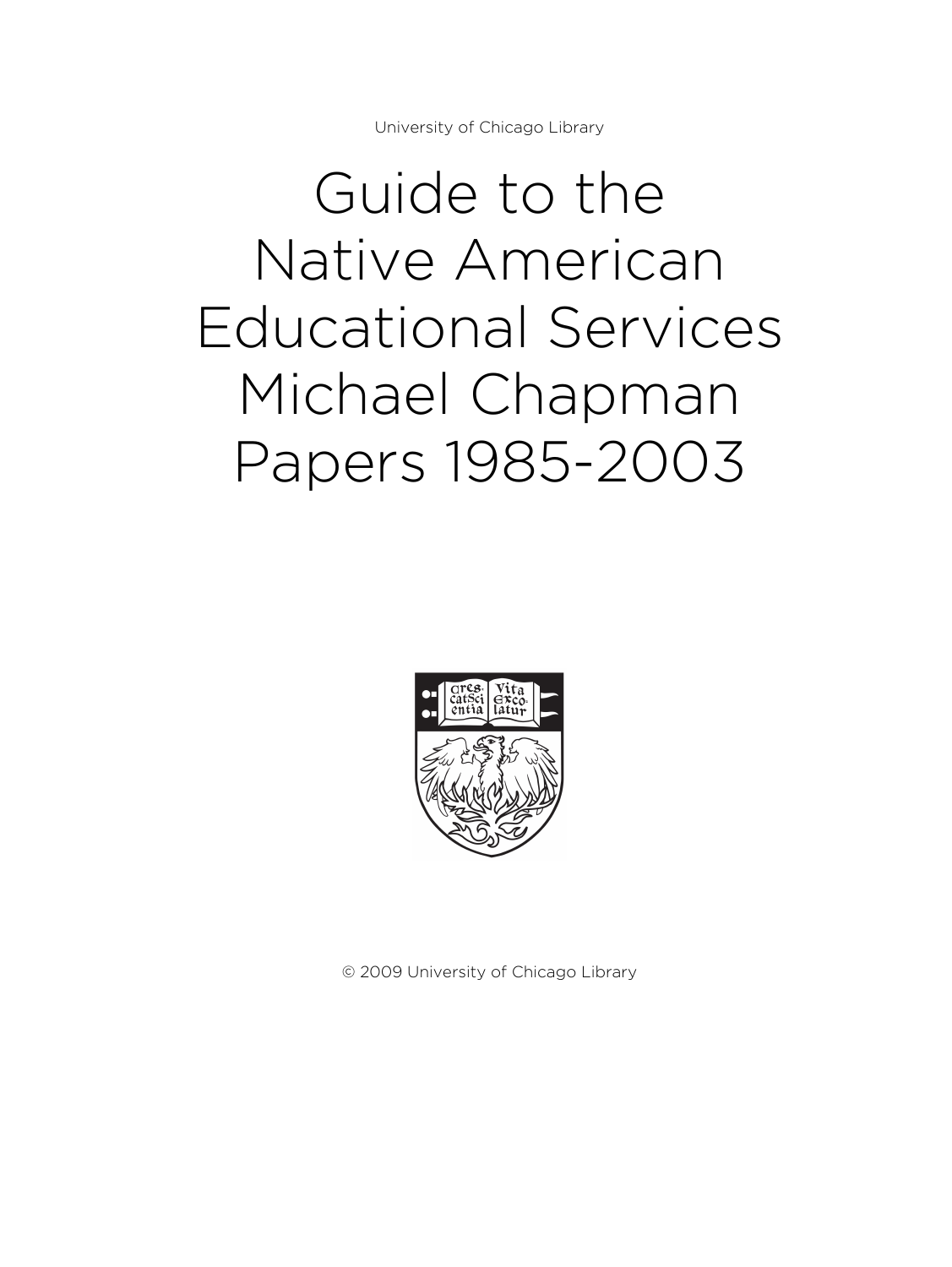University of Chicago Library

# Guide to the Native American Educational Services Michael Chapman Papers 1985-2003

© 2009 University of Chicago Library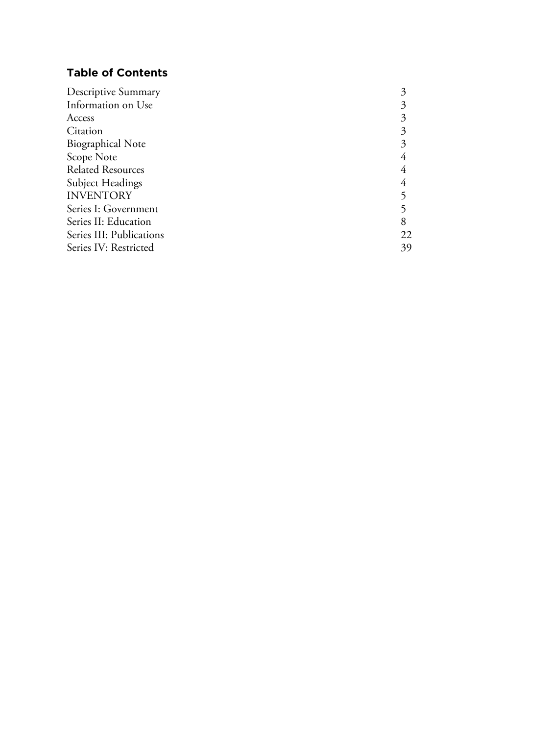## Table of Contents

| | |
|---|---|
| Descriptive Summary | 3 |
| Information on Use | 3 |
| Access | 3 |
| Citation | 3 |
| Biographical Note | 3 |
| Scope Note | 4 |
| Related Resources | 4 |
| Subject Headings | 4 |
| INVENTORY | 5 |
| Series I: Government | 5 |
| Series II: Education | 8 |
| Series III: Publications | 22 |
| Series IV: Restricted | 39 |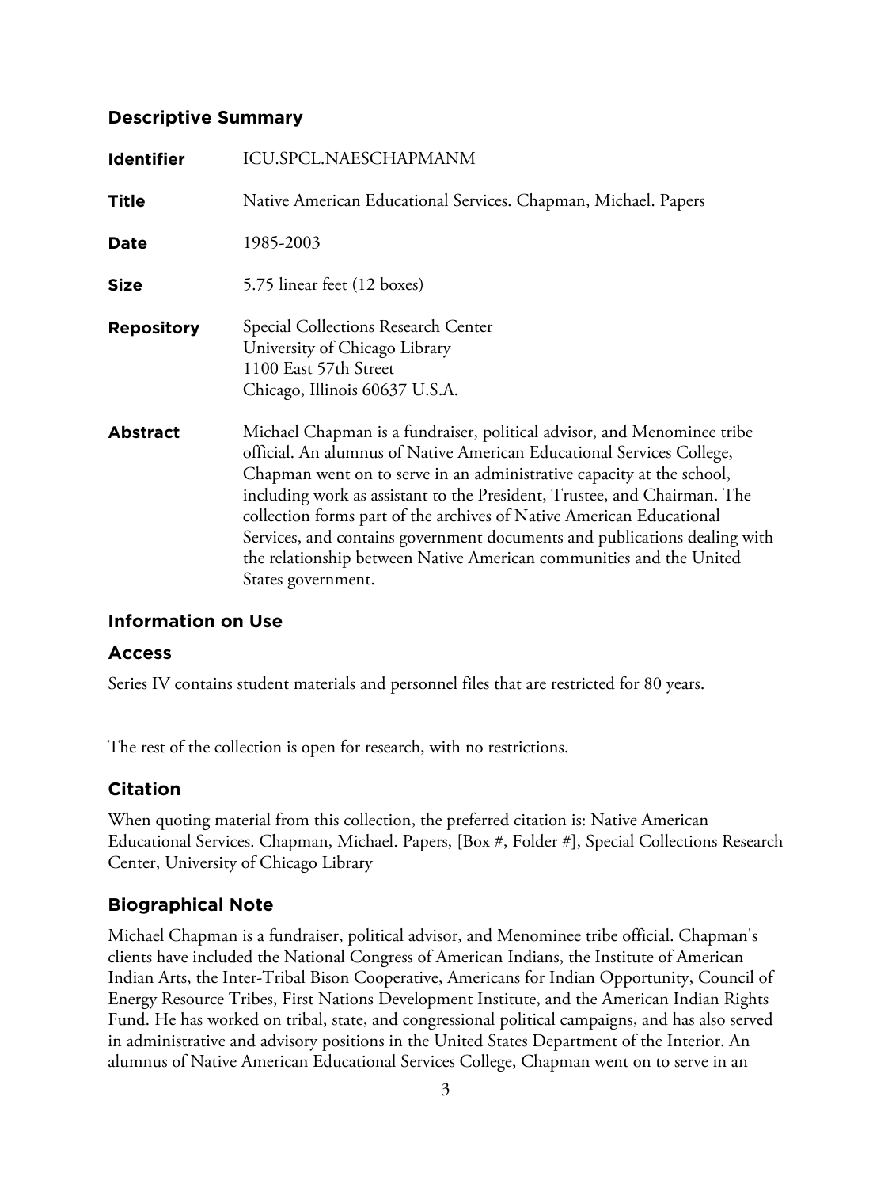## Descriptive Summary

| | |
|---|---|
| **Identifier** | ICU.SPCL.NAESCHAPMANM |
| **Title** | Native American Educational Services. Chapman, Michael. Papers |
| **Date** | 1985-2003 |
| **Size** | 5.75 linear feet (12 boxes) |
| **Repository** | Special Collections Research Center<br>University of Chicago Library<br>1100 East 57th Street<br>Chicago, Illinois 60637 U.S.A. |
| **Abstract** | Michael Chapman is a fundraiser, political advisor, and Menominee tribe official. An alumnus of Native American Educational Services College, Chapman went on to serve in an administrative capacity at the school, including work as assistant to the President, Trustee, and Chairman. The collection forms part of the archives of Native American Educational Services, and contains government documents and publications dealing with the relationship between Native American communities and the United States government. |

## Information on Use

### Access

Series IV contains student materials and personnel files that are restricted for 80 years.

The rest of the collection is open for research, with no restrictions.

### Citation

When quoting material from this collection, the preferred citation is: Native American Educational Services. Chapman, Michael. Papers, [Box #, Folder #], Special Collections Research Center, University of Chicago Library

## Biographical Note

Michael Chapman is a fundraiser, political advisor, and Menominee tribe official. Chapman's clients have included the National Congress of American Indians, the Institute of American Indian Arts, the Inter-Tribal Bison Cooperative, Americans for Indian Opportunity, Council of Energy Resource Tribes, First Nations Development Institute, and the American Indian Rights Fund. He has worked on tribal, state, and congressional political campaigns, and has also served in administrative and advisory positions in the United States Department of the Interior. An alumnus of Native American Educational Services College, Chapman went on to serve in an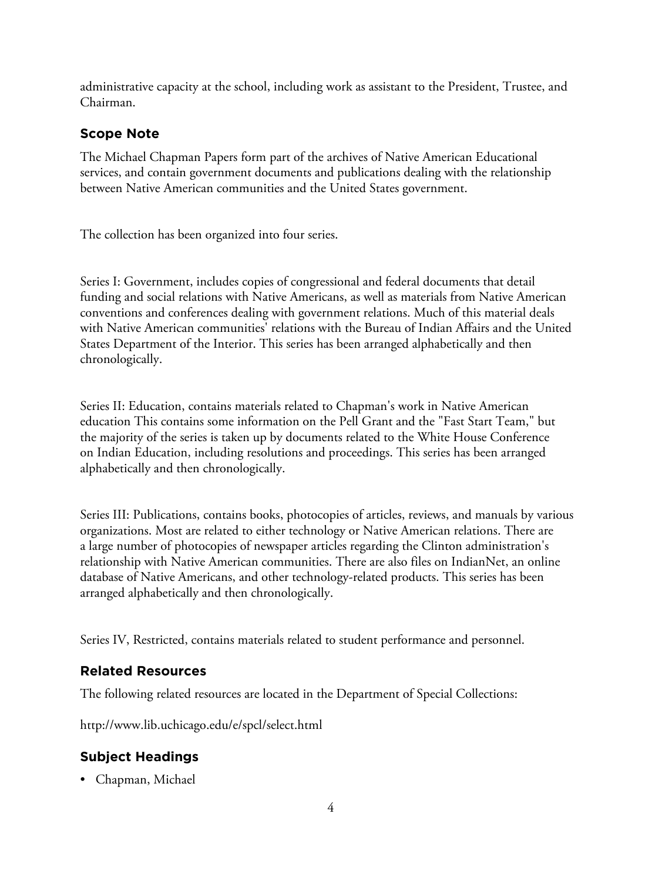administrative capacity at the school, including work as assistant to the President, Trustee, and Chairman.

## Scope Note

The Michael Chapman Papers form part of the archives of Native American Educational services, and contain government documents and publications dealing with the relationship between Native American communities and the United States government.

The collection has been organized into four series.

Series I: Government, includes copies of congressional and federal documents that detail funding and social relations with Native Americans, as well as materials from Native American conventions and conferences dealing with government relations. Much of this material deals with Native American communities' relations with the Bureau of Indian Affairs and the United States Department of the Interior. This series has been arranged alphabetically and then chronologically.

Series II: Education, contains materials related to Chapman's work in Native American education This contains some information on the Pell Grant and the "Fast Start Team," but the majority of the series is taken up by documents related to the White House Conference on Indian Education, including resolutions and proceedings. This series has been arranged alphabetically and then chronologically.

Series III: Publications, contains books, photocopies of articles, reviews, and manuals by various organizations. Most are related to either technology or Native American relations. There are a large number of photocopies of newspaper articles regarding the Clinton administration's relationship with Native American communities. There are also files on IndianNet, an online database of Native Americans, and other technology-related products. This series has been arranged alphabetically and then chronologically.

Series IV, Restricted, contains materials related to student performance and personnel.

## Related Resources

The following related resources are located in the Department of Special Collections:

http://www.lib.uchicago.edu/e/spcl/select.html

## Subject Headings

- Chapman, Michael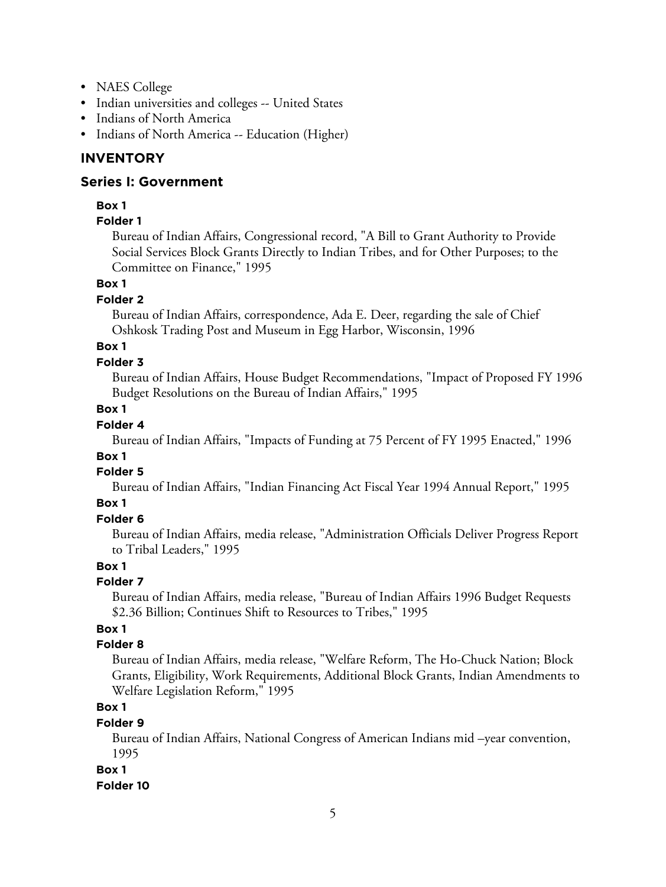- NAES College
- Indian universities and colleges -- United States
- Indians of North America
- Indians of North America -- Education (Higher)

## INVENTORY

### Series I: Government

**Box 1**

**Folder 1**

Bureau of Indian Affairs, Congressional record, "A Bill to Grant Authority to Provide Social Services Block Grants Directly to Indian Tribes, and for Other Purposes; to the Committee on Finance," 1995

**Box 1**

**Folder 2**

Bureau of Indian Affairs, correspondence, Ada E. Deer, regarding the sale of Chief Oshkosk Trading Post and Museum in Egg Harbor, Wisconsin, 1996

**Box 1**

**Folder 3**

Bureau of Indian Affairs, House Budget Recommendations, "Impact of Proposed FY 1996 Budget Resolutions on the Bureau of Indian Affairs," 1995

**Box 1**

**Folder 4**

Bureau of Indian Affairs, "Impacts of Funding at 75 Percent of FY 1995 Enacted," 1996

**Box 1**

**Folder 5**

Bureau of Indian Affairs, "Indian Financing Act Fiscal Year 1994 Annual Report," 1995

**Box 1**

**Folder 6**

Bureau of Indian Affairs, media release, "Administration Officials Deliver Progress Report to Tribal Leaders," 1995

**Box 1**

**Folder 7**

Bureau of Indian Affairs, media release, "Bureau of Indian Affairs 1996 Budget Requests $2.36 Billion; Continues Shift to Resources to Tribes," 1995

**Box 1**

**Folder 8**

Bureau of Indian Affairs, media release, "Welfare Reform, The Ho-Chuck Nation; Block Grants, Eligibility, Work Requirements, Additional Block Grants, Indian Amendments to Welfare Legislation Reform," 1995

**Box 1**

**Folder 9**

Bureau of Indian Affairs, National Congress of American Indians mid –year convention, 1995

**Box 1**

**Folder 10**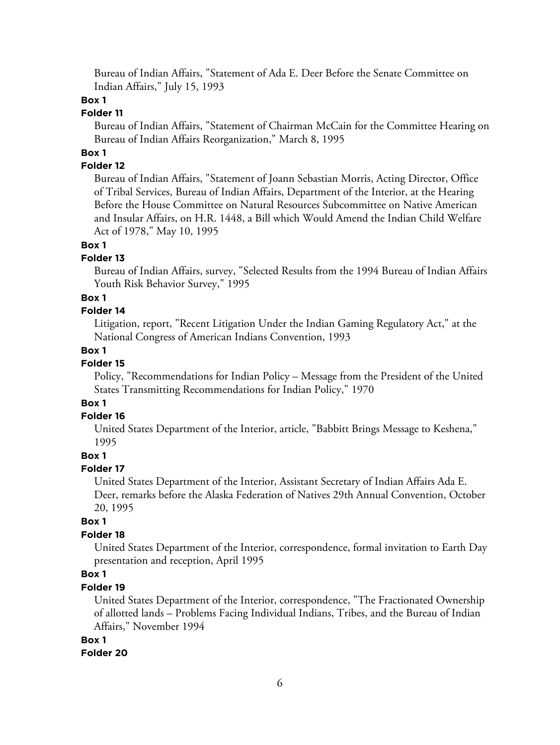Bureau of Indian Affairs, "Statement of Ada E. Deer Before the Senate Committee on Indian Affairs," July 15, 1993

**Box 1**

**Folder 11**

Bureau of Indian Affairs, "Statement of Chairman McCain for the Committee Hearing on Bureau of Indian Affairs Reorganization," March 8, 1995

**Box 1**

**Folder 12**

Bureau of Indian Affairs, "Statement of Joann Sebastian Morris, Acting Director, Office of Tribal Services, Bureau of Indian Affairs, Department of the Interior, at the Hearing Before the House Committee on Natural Resources Subcommittee on Native American and Insular Affairs, on H.R. 1448, a Bill which Would Amend the Indian Child Welfare Act of 1978," May 10, 1995

**Box 1**

**Folder 13**

Bureau of Indian Affairs, survey, "Selected Results from the 1994 Bureau of Indian Affairs Youth Risk Behavior Survey," 1995

**Box 1**

**Folder 14**

Litigation, report, "Recent Litigation Under the Indian Gaming Regulatory Act," at the National Congress of American Indians Convention, 1993

**Box 1**

**Folder 15**

Policy, "Recommendations for Indian Policy – Message from the President of the United States Transmitting Recommendations for Indian Policy," 1970

**Box 1**

**Folder 16**

United States Department of the Interior, article, "Babbitt Brings Message to Keshena," 1995

**Box 1**

**Folder 17**

United States Department of the Interior, Assistant Secretary of Indian Affairs Ada E. Deer, remarks before the Alaska Federation of Natives 29th Annual Convention, October 20, 1995

**Box 1**

**Folder 18**

United States Department of the Interior, correspondence, formal invitation to Earth Day presentation and reception, April 1995

**Box 1**

**Folder 19**

United States Department of the Interior, correspondence, "The Fractionated Ownership of allotted lands – Problems Facing Individual Indians, Tribes, and the Bureau of Indian Affairs," November 1994

**Box 1**

**Folder 20**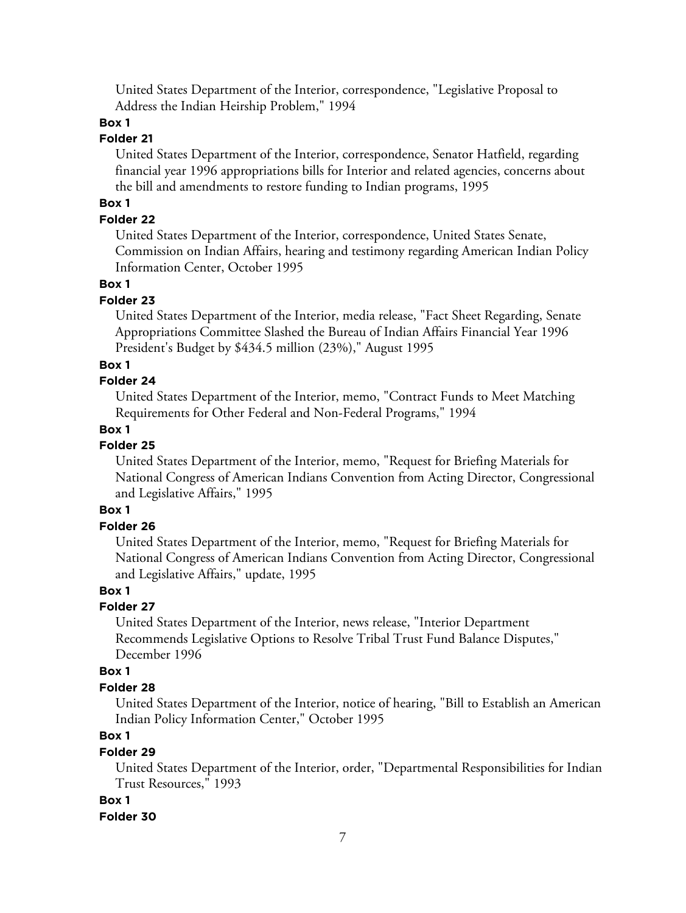United States Department of the Interior, correspondence, "Legislative Proposal to Address the Indian Heirship Problem," 1994

**Box 1**

**Folder 21**

United States Department of the Interior, correspondence, Senator Hatfield, regarding financial year 1996 appropriations bills for Interior and related agencies, concerns about the bill and amendments to restore funding to Indian programs, 1995

**Box 1**

**Folder 22**

United States Department of the Interior, correspondence, United States Senate, Commission on Indian Affairs, hearing and testimony regarding American Indian Policy Information Center, October 1995

**Box 1**

**Folder 23**

United States Department of the Interior, media release, "Fact Sheet Regarding, Senate Appropriations Committee Slashed the Bureau of Indian Affairs Financial Year 1996 President's Budget by $434.5 million (23%)," August 1995

**Box 1**

**Folder 24**

United States Department of the Interior, memo, "Contract Funds to Meet Matching Requirements for Other Federal and Non-Federal Programs," 1994

**Box 1**

**Folder 25**

United States Department of the Interior, memo, "Request for Briefing Materials for National Congress of American Indians Convention from Acting Director, Congressional and Legislative Affairs," 1995

**Box 1**

**Folder 26**

United States Department of the Interior, memo, "Request for Briefing Materials for National Congress of American Indians Convention from Acting Director, Congressional and Legislative Affairs," update, 1995

**Box 1**

**Folder 27**

United States Department of the Interior, news release, "Interior Department Recommends Legislative Options to Resolve Tribal Trust Fund Balance Disputes," December 1996

**Box 1**

**Folder 28**

United States Department of the Interior, notice of hearing, "Bill to Establish an American Indian Policy Information Center," October 1995

**Box 1**

**Folder 29**

United States Department of the Interior, order, "Departmental Responsibilities for Indian Trust Resources," 1993

**Box 1**

**Folder 30**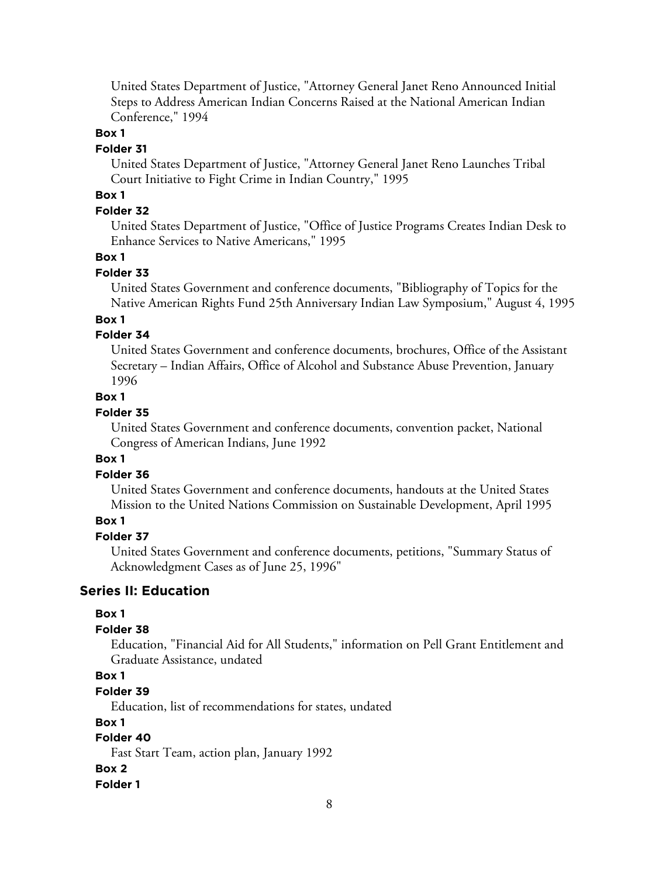United States Department of Justice, "Attorney General Janet Reno Announced Initial Steps to Address American Indian Concerns Raised at the National American Indian Conference," 1994

**Box 1**

**Folder 31**

United States Department of Justice, "Attorney General Janet Reno Launches Tribal Court Initiative to Fight Crime in Indian Country," 1995

**Box 1**

**Folder 32**

United States Department of Justice, "Office of Justice Programs Creates Indian Desk to Enhance Services to Native Americans," 1995

**Box 1**

**Folder 33**

United States Government and conference documents, "Bibliography of Topics for the Native American Rights Fund 25th Anniversary Indian Law Symposium," August 4, 1995

**Box 1**

**Folder 34**

United States Government and conference documents, brochures, Office of the Assistant Secretary – Indian Affairs, Office of Alcohol and Substance Abuse Prevention, January 1996

**Box 1**

**Folder 35**

United States Government and conference documents, convention packet, National Congress of American Indians, June 1992

**Box 1**

**Folder 36**

United States Government and conference documents, handouts at the United States Mission to the United Nations Commission on Sustainable Development, April 1995

**Box 1**

**Folder 37**

United States Government and conference documents, petitions, "Summary Status of Acknowledgment Cases as of June 25, 1996"

## Series II: Education

**Box 1**

**Folder 38**

Education, "Financial Aid for All Students," information on Pell Grant Entitlement and Graduate Assistance, undated

**Box 1**

**Folder 39**

Education, list of recommendations for states, undated

**Box 1**

**Folder 40**

Fast Start Team, action plan, January 1992

**Box 2**

**Folder 1**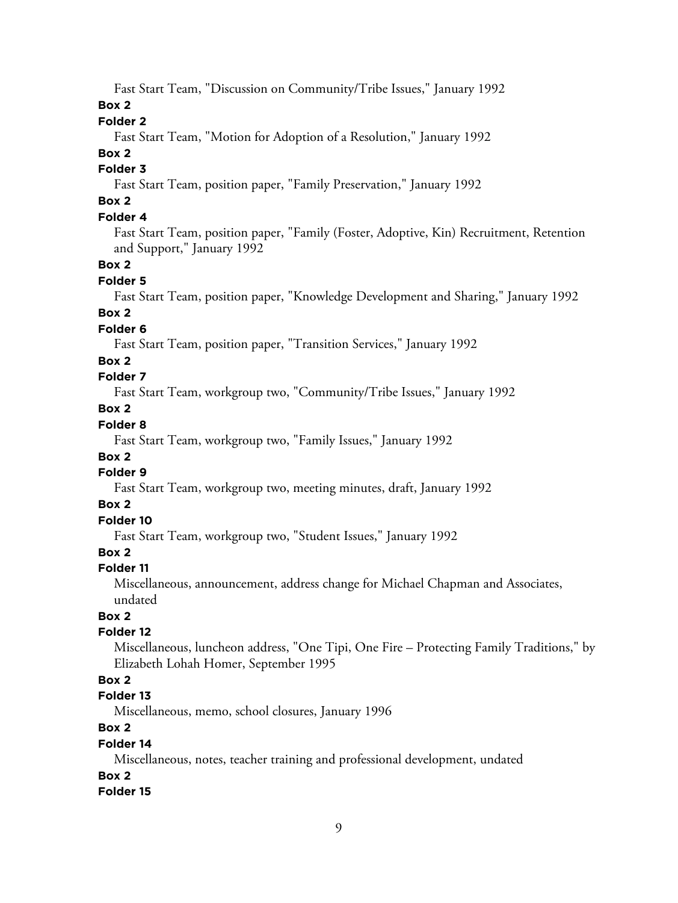Fast Start Team, "Discussion on Community/Tribe Issues," January 1992

**Box 2**

**Folder 2**

Fast Start Team, "Motion for Adoption of a Resolution," January 1992

**Box 2**

**Folder 3**

Fast Start Team, position paper, "Family Preservation," January 1992

**Box 2**

**Folder 4**

Fast Start Team, position paper, "Family (Foster, Adoptive, Kin) Recruitment, Retention and Support," January 1992

**Box 2**

**Folder 5**

Fast Start Team, position paper, "Knowledge Development and Sharing," January 1992

**Box 2**

**Folder 6**

Fast Start Team, position paper, "Transition Services," January 1992

**Box 2**

**Folder 7**

Fast Start Team, workgroup two, "Community/Tribe Issues," January 1992

**Box 2**

**Folder 8**

Fast Start Team, workgroup two, "Family Issues," January 1992

**Box 2**

**Folder 9**

Fast Start Team, workgroup two, meeting minutes, draft, January 1992

**Box 2**

**Folder 10**

Fast Start Team, workgroup two, "Student Issues," January 1992

**Box 2**

**Folder 11**

Miscellaneous, announcement, address change for Michael Chapman and Associates, undated

**Box 2**

**Folder 12**

Miscellaneous, luncheon address, "One Tipi, One Fire – Protecting Family Traditions," by Elizabeth Lohah Homer, September 1995

**Box 2**

**Folder 13**

Miscellaneous, memo, school closures, January 1996

**Box 2**

**Folder 14**

Miscellaneous, notes, teacher training and professional development, undated

**Box 2**

**Folder 15**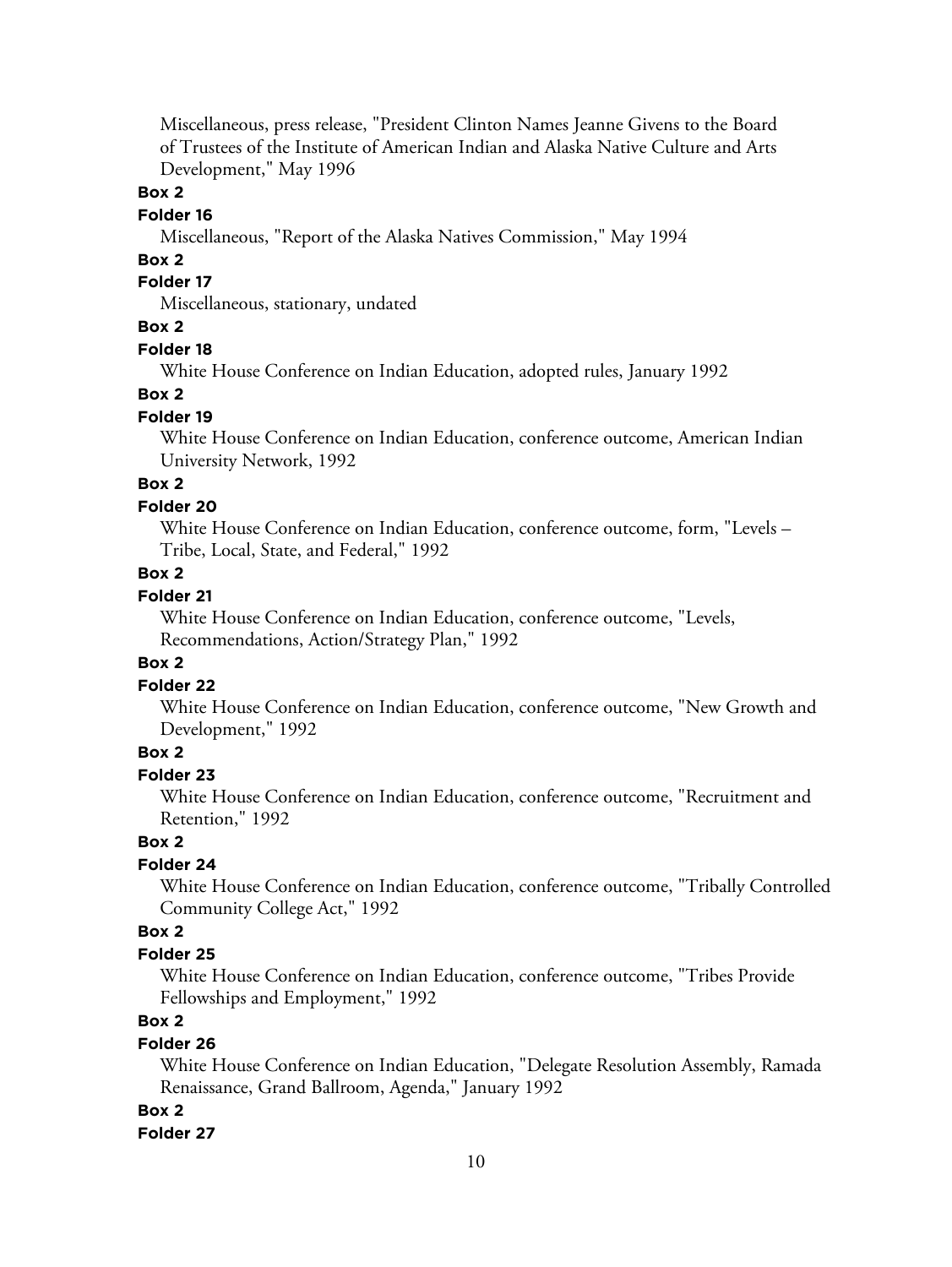Miscellaneous, press release, "President Clinton Names Jeanne Givens to the Board of Trustees of the Institute of American Indian and Alaska Native Culture and Arts Development," May 1996

**Box 2**

**Folder 16**

Miscellaneous, "Report of the Alaska Natives Commission," May 1994

**Box 2**

**Folder 17**

Miscellaneous, stationary, undated

**Box 2**

**Folder 18**

White House Conference on Indian Education, adopted rules, January 1992

**Box 2**

**Folder 19**

White House Conference on Indian Education, conference outcome, American Indian University Network, 1992

**Box 2**

**Folder 20**

White House Conference on Indian Education, conference outcome, form, "Levels – Tribe, Local, State, and Federal," 1992

**Box 2**

**Folder 21**

White House Conference on Indian Education, conference outcome, "Levels, Recommendations, Action/Strategy Plan," 1992

**Box 2**

**Folder 22**

White House Conference on Indian Education, conference outcome, "New Growth and Development," 1992

**Box 2**

**Folder 23**

White House Conference on Indian Education, conference outcome, "Recruitment and Retention," 1992

**Box 2**

**Folder 24**

White House Conference on Indian Education, conference outcome, "Tribally Controlled Community College Act," 1992

**Box 2**

**Folder 25**

White House Conference on Indian Education, conference outcome, "Tribes Provide Fellowships and Employment," 1992

**Box 2**

**Folder 26**

White House Conference on Indian Education, "Delegate Resolution Assembly, Ramada Renaissance, Grand Ballroom, Agenda," January 1992

**Box 2**

**Folder 27**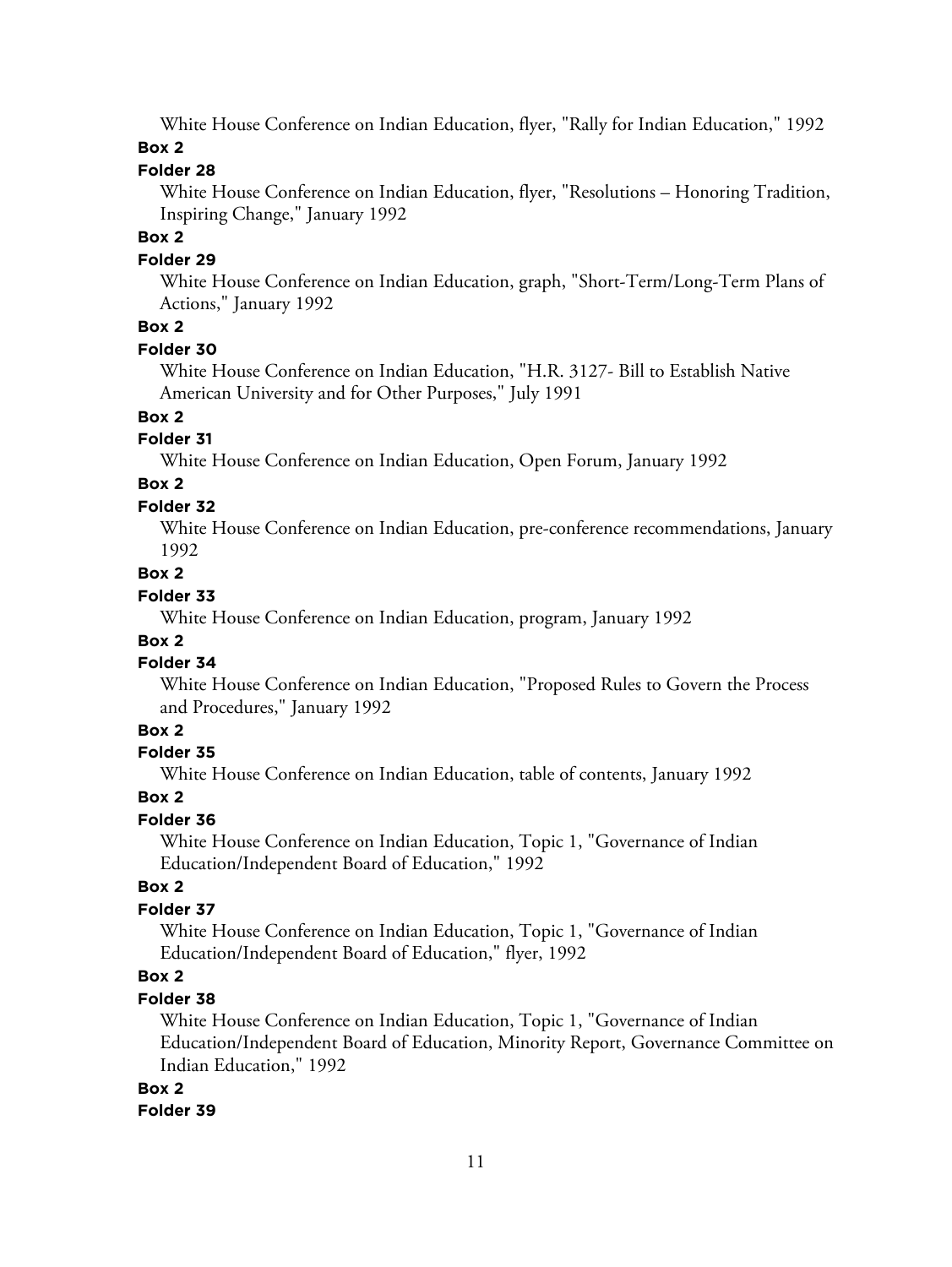White House Conference on Indian Education, flyer, "Rally for Indian Education," 1992

**Box 2**

**Folder 28**

White House Conference on Indian Education, flyer, "Resolutions – Honoring Tradition, Inspiring Change," January 1992

**Box 2**

**Folder 29**

White House Conference on Indian Education, graph, "Short-Term/Long-Term Plans of Actions," January 1992

**Box 2**

**Folder 30**

White House Conference on Indian Education, "H.R. 3127- Bill to Establish Native American University and for Other Purposes," July 1991

**Box 2**

**Folder 31**

White House Conference on Indian Education, Open Forum, January 1992

**Box 2**

**Folder 32**

White House Conference on Indian Education, pre-conference recommendations, January 1992

**Box 2**

**Folder 33**

White House Conference on Indian Education, program, January 1992

**Box 2**

**Folder 34**

White House Conference on Indian Education, "Proposed Rules to Govern the Process and Procedures," January 1992

**Box 2**

**Folder 35**

White House Conference on Indian Education, table of contents, January 1992

**Box 2**

**Folder 36**

White House Conference on Indian Education, Topic 1, "Governance of Indian Education/Independent Board of Education," 1992

**Box 2**

**Folder 37**

White House Conference on Indian Education, Topic 1, "Governance of Indian Education/Independent Board of Education," flyer, 1992

**Box 2**

**Folder 38**

White House Conference on Indian Education, Topic 1, "Governance of Indian Education/Independent Board of Education, Minority Report, Governance Committee on Indian Education," 1992

**Box 2**

**Folder 39**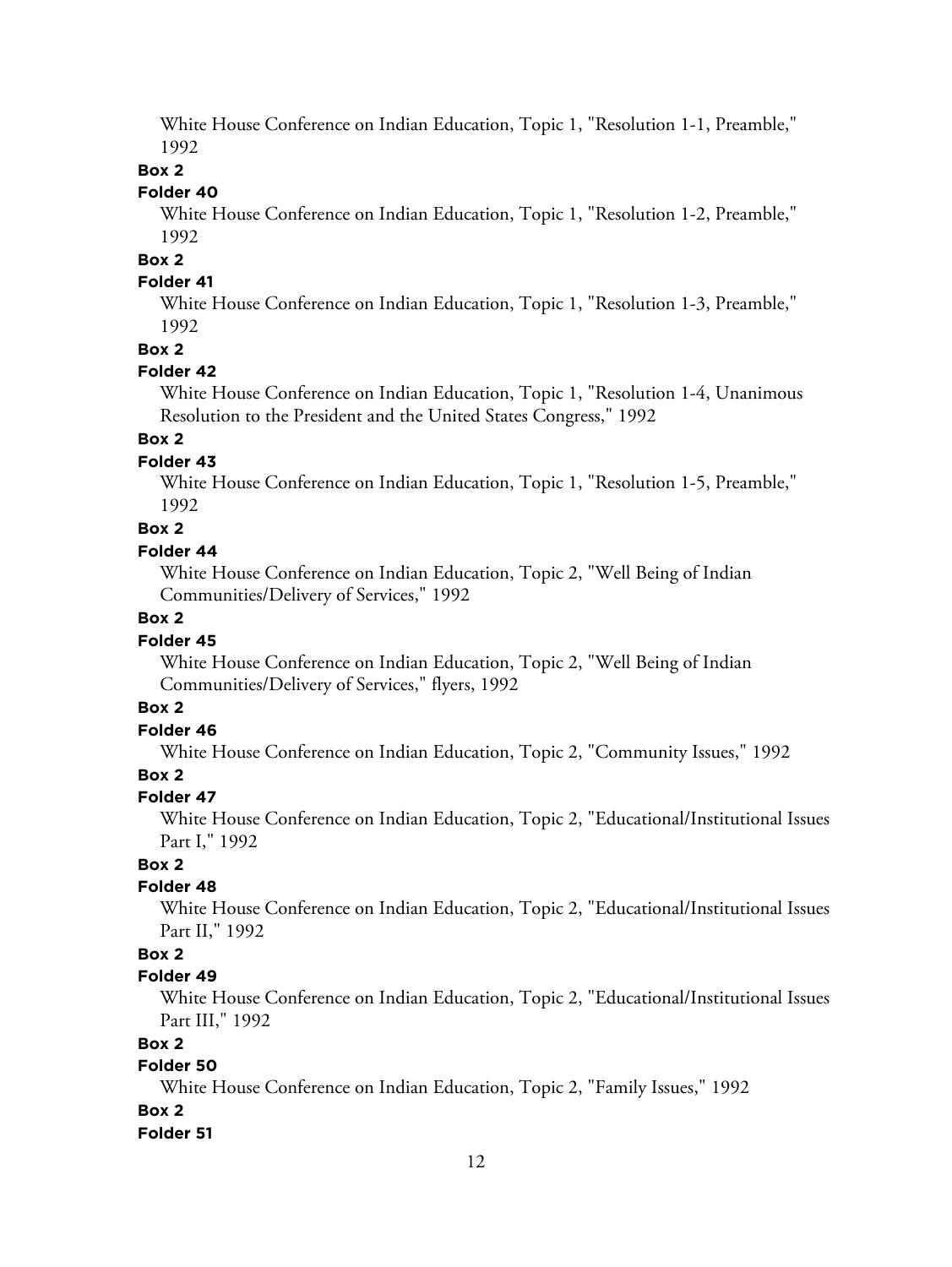White House Conference on Indian Education, Topic 1, "Resolution 1-1, Preamble," 1992

**Box 2**

**Folder 40**

White House Conference on Indian Education, Topic 1, "Resolution 1-2, Preamble," 1992

**Box 2**

**Folder 41**

White House Conference on Indian Education, Topic 1, "Resolution 1-3, Preamble," 1992

**Box 2**

**Folder 42**

White House Conference on Indian Education, Topic 1, "Resolution 1-4, Unanimous Resolution to the President and the United States Congress," 1992

**Box 2**

**Folder 43**

White House Conference on Indian Education, Topic 1, "Resolution 1-5, Preamble," 1992

**Box 2**

**Folder 44**

White House Conference on Indian Education, Topic 2, "Well Being of Indian Communities/Delivery of Services," 1992

**Box 2**

**Folder 45**

White House Conference on Indian Education, Topic 2, "Well Being of Indian Communities/Delivery of Services," flyers, 1992

**Box 2**

**Folder 46**

White House Conference on Indian Education, Topic 2, "Community Issues," 1992

**Box 2**

**Folder 47**

White House Conference on Indian Education, Topic 2, "Educational/Institutional Issues Part I," 1992

**Box 2**

**Folder 48**

White House Conference on Indian Education, Topic 2, "Educational/Institutional Issues Part II," 1992

**Box 2**

**Folder 49**

White House Conference on Indian Education, Topic 2, "Educational/Institutional Issues Part III," 1992

**Box 2**

**Folder 50**

White House Conference on Indian Education, Topic 2, "Family Issues," 1992

**Box 2**

**Folder 51**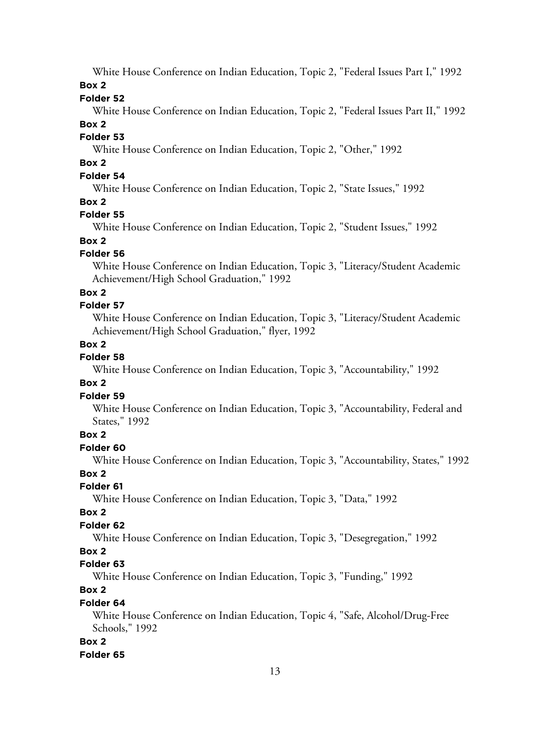White House Conference on Indian Education, Topic 2, "Federal Issues Part I," 1992

**Box 2**

**Folder 52**

White House Conference on Indian Education, Topic 2, "Federal Issues Part II," 1992

**Box 2**

**Folder 53**

White House Conference on Indian Education, Topic 2, "Other," 1992

**Box 2**

**Folder 54**

White House Conference on Indian Education, Topic 2, "State Issues," 1992

**Box 2**

**Folder 55**

White House Conference on Indian Education, Topic 2, "Student Issues," 1992

**Box 2**

**Folder 56**

White House Conference on Indian Education, Topic 3, "Literacy/Student Academic Achievement/High School Graduation," 1992

**Box 2**

**Folder 57**

White House Conference on Indian Education, Topic 3, "Literacy/Student Academic Achievement/High School Graduation," flyer, 1992

**Box 2**

**Folder 58**

White House Conference on Indian Education, Topic 3, "Accountability," 1992

**Box 2**

**Folder 59**

White House Conference on Indian Education, Topic 3, "Accountability, Federal and States," 1992

**Box 2**

**Folder 60**

White House Conference on Indian Education, Topic 3, "Accountability, States," 1992

**Box 2**

**Folder 61**

White House Conference on Indian Education, Topic 3, "Data," 1992

**Box 2**

**Folder 62**

White House Conference on Indian Education, Topic 3, "Desegregation," 1992

**Box 2**

**Folder 63**

White House Conference on Indian Education, Topic 3, "Funding," 1992

**Box 2**

**Folder 64**

White House Conference on Indian Education, Topic 4, "Safe, Alcohol/Drug-Free Schools," 1992

**Box 2**

**Folder 65**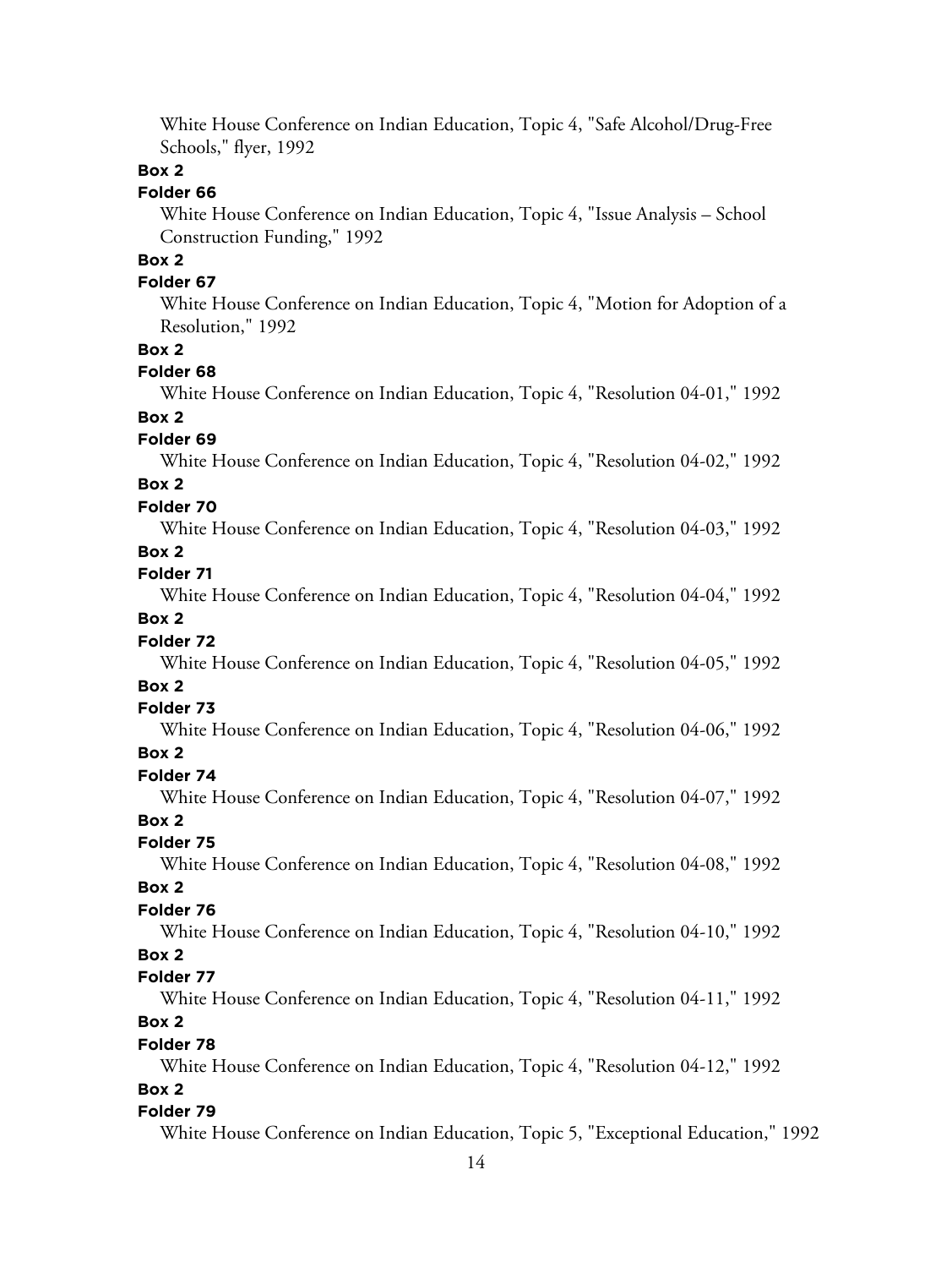White House Conference on Indian Education, Topic 4, "Safe Alcohol/Drug-Free Schools," flyer, 1992

**Box 2**

**Folder 66**

White House Conference on Indian Education, Topic 4, "Issue Analysis – School Construction Funding," 1992

**Box 2**

**Folder 67**

White House Conference on Indian Education, Topic 4, "Motion for Adoption of a Resolution," 1992

**Box 2**

**Folder 68**

White House Conference on Indian Education, Topic 4, "Resolution 04-01," 1992

**Box 2**

**Folder 69**

White House Conference on Indian Education, Topic 4, "Resolution 04-02," 1992

**Box 2**

**Folder 70**

White House Conference on Indian Education, Topic 4, "Resolution 04-03," 1992

**Box 2**

**Folder 71**

White House Conference on Indian Education, Topic 4, "Resolution 04-04," 1992

**Box 2**

**Folder 72**

White House Conference on Indian Education, Topic 4, "Resolution 04-05," 1992

**Box 2**

**Folder 73**

White House Conference on Indian Education, Topic 4, "Resolution 04-06," 1992

**Box 2**

**Folder 74**

White House Conference on Indian Education, Topic 4, "Resolution 04-07," 1992

**Box 2**

**Folder 75**

White House Conference on Indian Education, Topic 4, "Resolution 04-08," 1992

**Box 2**

**Folder 76**

White House Conference on Indian Education, Topic 4, "Resolution 04-10," 1992

**Box 2**

**Folder 77**

White House Conference on Indian Education, Topic 4, "Resolution 04-11," 1992

**Box 2**

**Folder 78**

White House Conference on Indian Education, Topic 4, "Resolution 04-12," 1992

**Box 2**

**Folder 79**

White House Conference on Indian Education, Topic 5, "Exceptional Education," 1992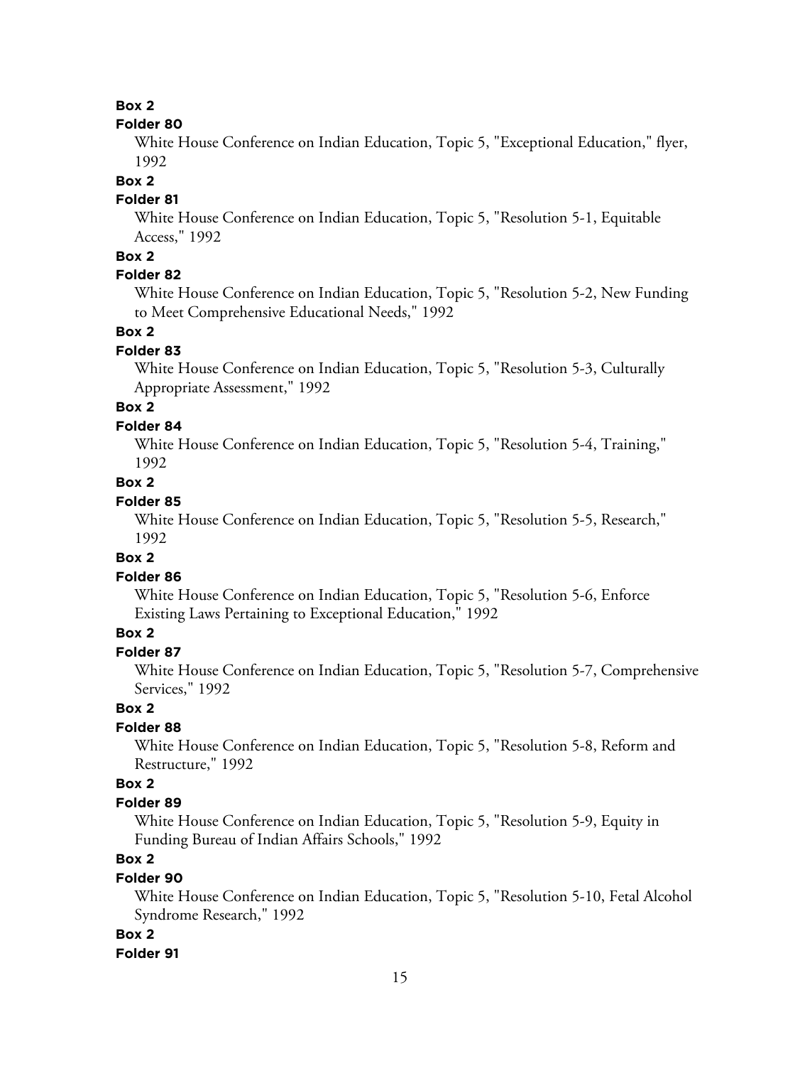**Box 2**

**Folder 80**

White House Conference on Indian Education, Topic 5, "Exceptional Education," flyer, 1992

**Box 2**

**Folder 81**

White House Conference on Indian Education, Topic 5, "Resolution 5-1, Equitable Access," 1992

**Box 2**

**Folder 82**

White House Conference on Indian Education, Topic 5, "Resolution 5-2, New Funding to Meet Comprehensive Educational Needs," 1992

**Box 2**

**Folder 83**

White House Conference on Indian Education, Topic 5, "Resolution 5-3, Culturally Appropriate Assessment," 1992

**Box 2**

**Folder 84**

White House Conference on Indian Education, Topic 5, "Resolution 5-4, Training," 1992

**Box 2**

**Folder 85**

White House Conference on Indian Education, Topic 5, "Resolution 5-5, Research," 1992

**Box 2**

**Folder 86**

White House Conference on Indian Education, Topic 5, "Resolution 5-6, Enforce Existing Laws Pertaining to Exceptional Education," 1992

**Box 2**

**Folder 87**

White House Conference on Indian Education, Topic 5, "Resolution 5-7, Comprehensive Services," 1992

**Box 2**

**Folder 88**

White House Conference on Indian Education, Topic 5, "Resolution 5-8, Reform and Restructure," 1992

**Box 2**

**Folder 89**

White House Conference on Indian Education, Topic 5, "Resolution 5-9, Equity in Funding Bureau of Indian Affairs Schools," 1992

**Box 2**

**Folder 90**

White House Conference on Indian Education, Topic 5, "Resolution 5-10, Fetal Alcohol Syndrome Research," 1992

**Box 2**

**Folder 91**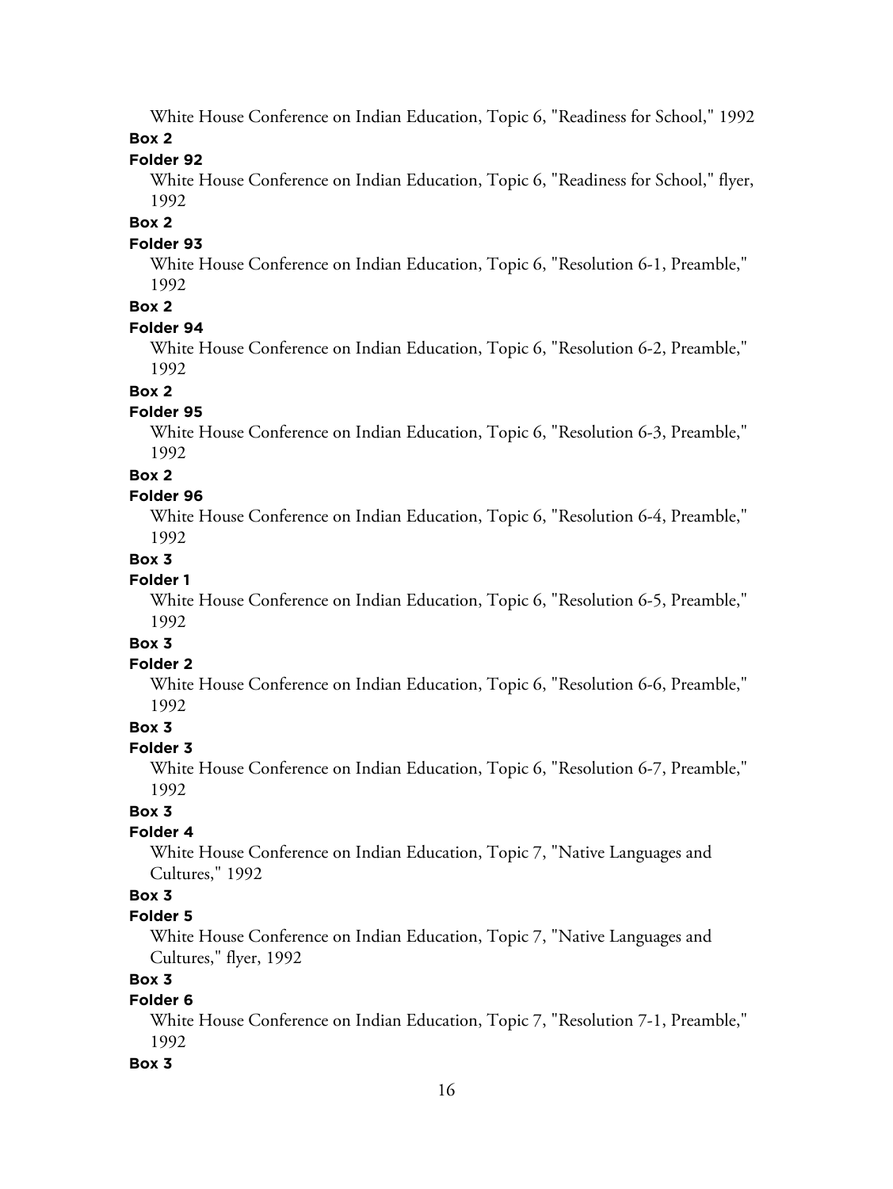White House Conference on Indian Education, Topic 6, "Readiness for School," 1992

**Box 2**

**Folder 92**

White House Conference on Indian Education, Topic 6, "Readiness for School," flyer, 1992

**Box 2**

**Folder 93**

White House Conference on Indian Education, Topic 6, "Resolution 6-1, Preamble," 1992

**Box 2**

**Folder 94**

White House Conference on Indian Education, Topic 6, "Resolution 6-2, Preamble," 1992

**Box 2**

**Folder 95**

White House Conference on Indian Education, Topic 6, "Resolution 6-3, Preamble," 1992

**Box 2**

**Folder 96**

White House Conference on Indian Education, Topic 6, "Resolution 6-4, Preamble," 1992

**Box 3**

**Folder 1**

White House Conference on Indian Education, Topic 6, "Resolution 6-5, Preamble," 1992

**Box 3**

**Folder 2**

White House Conference on Indian Education, Topic 6, "Resolution 6-6, Preamble," 1992

**Box 3**

**Folder 3**

White House Conference on Indian Education, Topic 6, "Resolution 6-7, Preamble," 1992

**Box 3**

**Folder 4**

White House Conference on Indian Education, Topic 7, "Native Languages and Cultures," 1992

**Box 3**

**Folder 5**

White House Conference on Indian Education, Topic 7, "Native Languages and Cultures," flyer, 1992

**Box 3**

**Folder 6**

White House Conference on Indian Education, Topic 7, "Resolution 7-1, Preamble," 1992

**Box 3**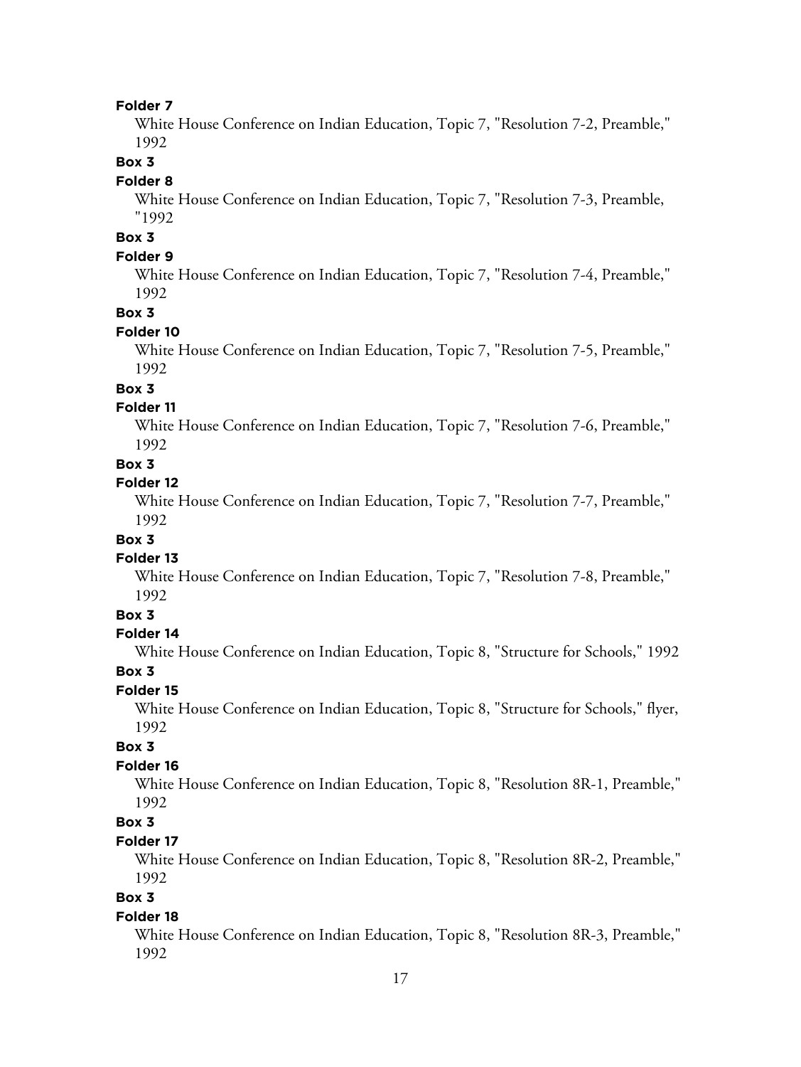**Folder 7**

White House Conference on Indian Education, Topic 7, "Resolution 7-2, Preamble," 1992

**Box 3**

**Folder 8**

White House Conference on Indian Education, Topic 7, "Resolution 7-3, Preamble, "1992

**Box 3**

**Folder 9**

White House Conference on Indian Education, Topic 7, "Resolution 7-4, Preamble," 1992

**Box 3**

**Folder 10**

White House Conference on Indian Education, Topic 7, "Resolution 7-5, Preamble," 1992

**Box 3**

**Folder 11**

White House Conference on Indian Education, Topic 7, "Resolution 7-6, Preamble," 1992

**Box 3**

**Folder 12**

White House Conference on Indian Education, Topic 7, "Resolution 7-7, Preamble," 1992

**Box 3**

**Folder 13**

White House Conference on Indian Education, Topic 7, "Resolution 7-8, Preamble," 1992

**Box 3**

**Folder 14**

White House Conference on Indian Education, Topic 8, "Structure for Schools," 1992

**Box 3**

**Folder 15**

White House Conference on Indian Education, Topic 8, "Structure for Schools," flyer, 1992

**Box 3**

**Folder 16**

White House Conference on Indian Education, Topic 8, "Resolution 8R-1, Preamble," 1992

**Box 3**

**Folder 17**

White House Conference on Indian Education, Topic 8, "Resolution 8R-2, Preamble," 1992

**Box 3**

**Folder 18**

White House Conference on Indian Education, Topic 8, "Resolution 8R-3, Preamble," 1992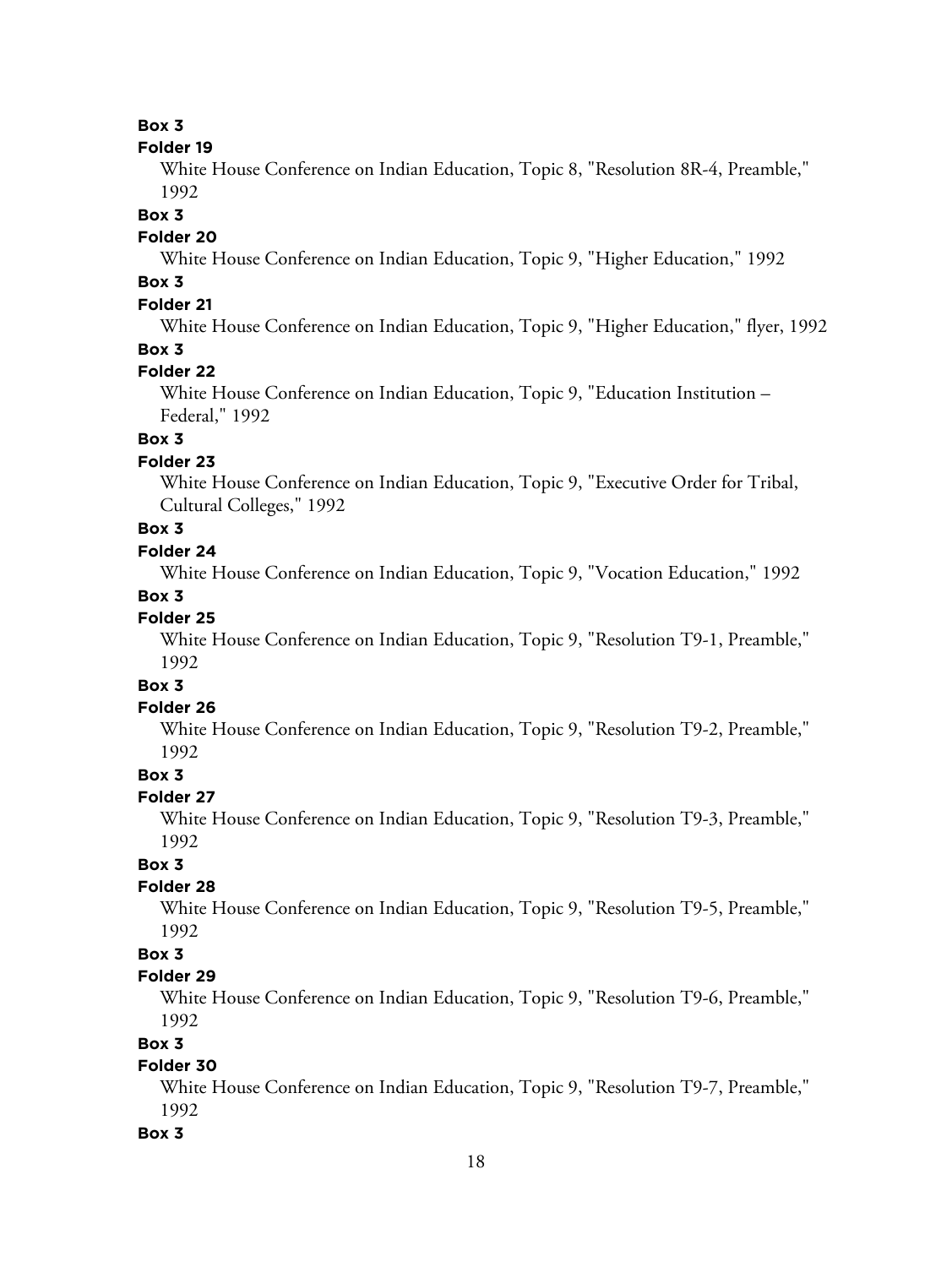**Box 3**

**Folder 19**

White House Conference on Indian Education, Topic 8, "Resolution 8R-4, Preamble," 1992

**Box 3**

**Folder 20**

White House Conference on Indian Education, Topic 9, "Higher Education," 1992

**Box 3**

**Folder 21**

White House Conference on Indian Education, Topic 9, "Higher Education," flyer, 1992

**Box 3**

**Folder 22**

White House Conference on Indian Education, Topic 9, "Education Institution – Federal," 1992

**Box 3**

**Folder 23**

White House Conference on Indian Education, Topic 9, "Executive Order for Tribal, Cultural Colleges," 1992

**Box 3**

**Folder 24**

White House Conference on Indian Education, Topic 9, "Vocation Education," 1992

**Box 3**

**Folder 25**

White House Conference on Indian Education, Topic 9, "Resolution T9-1, Preamble," 1992

**Box 3**

**Folder 26**

White House Conference on Indian Education, Topic 9, "Resolution T9-2, Preamble," 1992

**Box 3**

**Folder 27**

White House Conference on Indian Education, Topic 9, "Resolution T9-3, Preamble," 1992

**Box 3**

**Folder 28**

White House Conference on Indian Education, Topic 9, "Resolution T9-5, Preamble," 1992

**Box 3**

**Folder 29**

White House Conference on Indian Education, Topic 9, "Resolution T9-6, Preamble," 1992

**Box 3**

**Folder 30**

White House Conference on Indian Education, Topic 9, "Resolution T9-7, Preamble," 1992

**Box 3**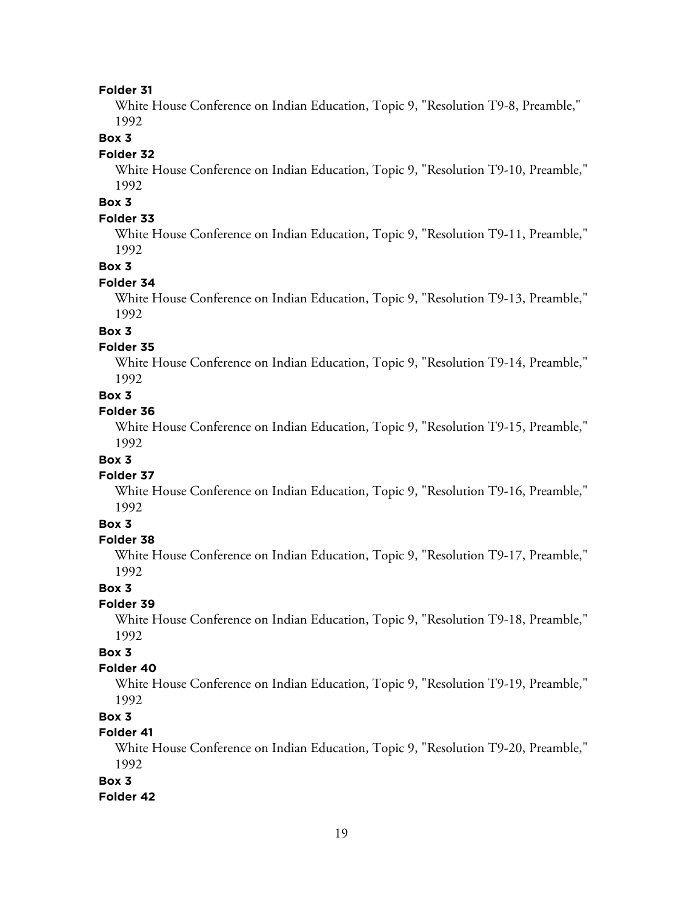**Folder 31**

White House Conference on Indian Education, Topic 9, "Resolution T9-8, Preamble," 1992

**Box 3**

**Folder 32**

White House Conference on Indian Education, Topic 9, "Resolution T9-10, Preamble," 1992

**Box 3**

**Folder 33**

White House Conference on Indian Education, Topic 9, "Resolution T9-11, Preamble," 1992

**Box 3**

**Folder 34**

White House Conference on Indian Education, Topic 9, "Resolution T9-13, Preamble," 1992

**Box 3**

**Folder 35**

White House Conference on Indian Education, Topic 9, "Resolution T9-14, Preamble," 1992

**Box 3**

**Folder 36**

White House Conference on Indian Education, Topic 9, "Resolution T9-15, Preamble," 1992

**Box 3**

**Folder 37**

White House Conference on Indian Education, Topic 9, "Resolution T9-16, Preamble," 1992

**Box 3**

**Folder 38**

White House Conference on Indian Education, Topic 9, "Resolution T9-17, Preamble," 1992

**Box 3**

**Folder 39**

White House Conference on Indian Education, Topic 9, "Resolution T9-18, Preamble," 1992

**Box 3**

**Folder 40**

White House Conference on Indian Education, Topic 9, "Resolution T9-19, Preamble," 1992

**Box 3**

**Folder 41**

White House Conference on Indian Education, Topic 9, "Resolution T9-20, Preamble," 1992

**Box 3**

**Folder 42**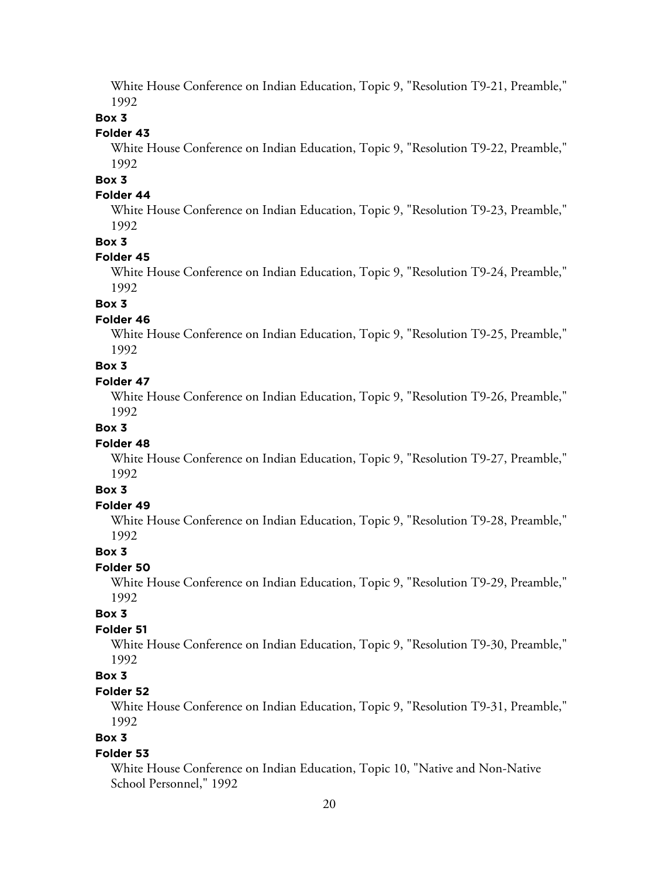White House Conference on Indian Education, Topic 9, "Resolution T9-21, Preamble," 1992

**Box 3**

**Folder 43**

White House Conference on Indian Education, Topic 9, "Resolution T9-22, Preamble," 1992

**Box 3**

**Folder 44**

White House Conference on Indian Education, Topic 9, "Resolution T9-23, Preamble," 1992

**Box 3**

**Folder 45**

White House Conference on Indian Education, Topic 9, "Resolution T9-24, Preamble," 1992

**Box 3**

**Folder 46**

White House Conference on Indian Education, Topic 9, "Resolution T9-25, Preamble," 1992

**Box 3**

**Folder 47**

White House Conference on Indian Education, Topic 9, "Resolution T9-26, Preamble," 1992

**Box 3**

**Folder 48**

White House Conference on Indian Education, Topic 9, "Resolution T9-27, Preamble," 1992

**Box 3**

**Folder 49**

White House Conference on Indian Education, Topic 9, "Resolution T9-28, Preamble," 1992

**Box 3**

**Folder 50**

White House Conference on Indian Education, Topic 9, "Resolution T9-29, Preamble," 1992

**Box 3**

**Folder 51**

White House Conference on Indian Education, Topic 9, "Resolution T9-30, Preamble," 1992

**Box 3**

**Folder 52**

White House Conference on Indian Education, Topic 9, "Resolution T9-31, Preamble," 1992

**Box 3**

**Folder 53**

White House Conference on Indian Education, Topic 10, "Native and Non-Native School Personnel," 1992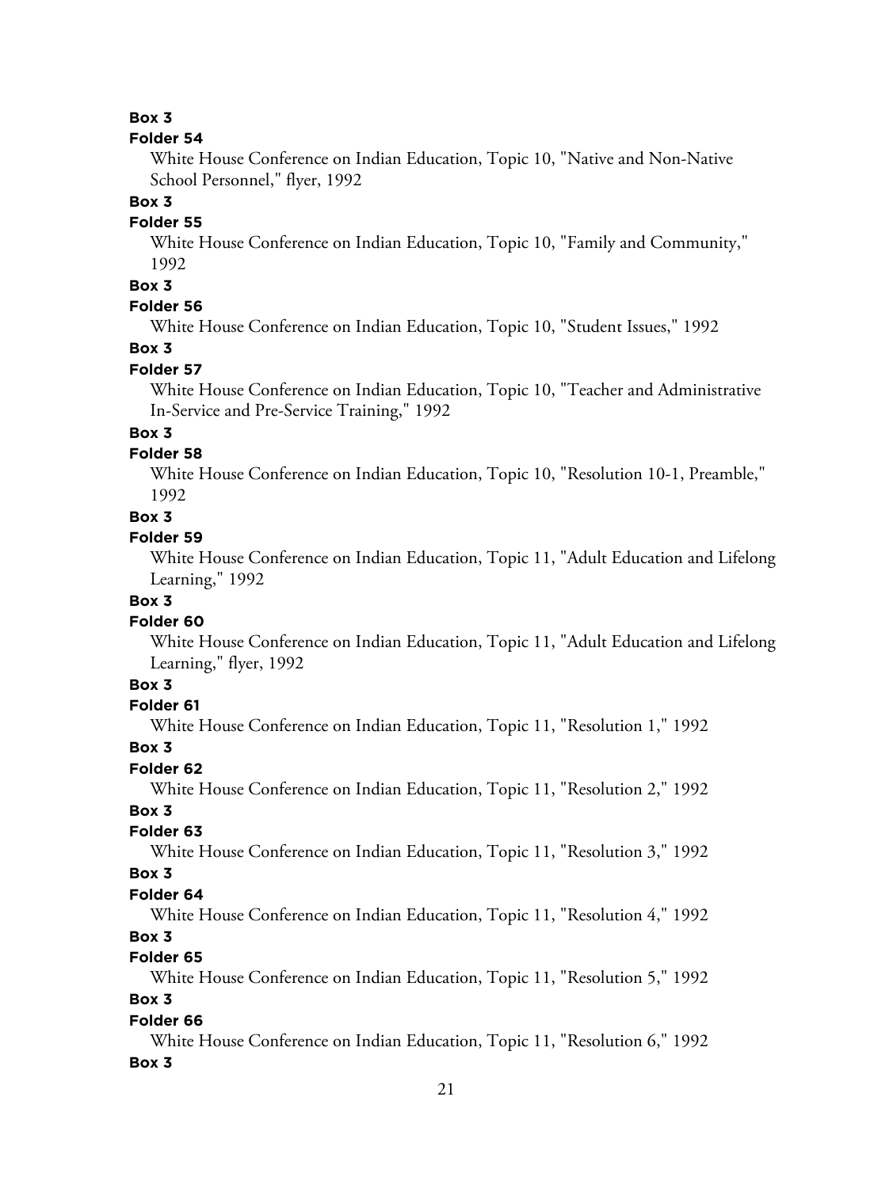**Box 3**

**Folder 54**

White House Conference on Indian Education, Topic 10, "Native and Non-Native School Personnel," flyer, 1992

**Box 3**

**Folder 55**

White House Conference on Indian Education, Topic 10, "Family and Community," 1992

**Box 3**

**Folder 56**

White House Conference on Indian Education, Topic 10, "Student Issues," 1992

**Box 3**

**Folder 57**

White House Conference on Indian Education, Topic 10, "Teacher and Administrative In-Service and Pre-Service Training," 1992

**Box 3**

**Folder 58**

White House Conference on Indian Education, Topic 10, "Resolution 10-1, Preamble," 1992

**Box 3**

**Folder 59**

White House Conference on Indian Education, Topic 11, "Adult Education and Lifelong Learning," 1992

**Box 3**

**Folder 60**

White House Conference on Indian Education, Topic 11, "Adult Education and Lifelong Learning," flyer, 1992

**Box 3**

**Folder 61**

White House Conference on Indian Education, Topic 11, "Resolution 1," 1992

**Box 3**

**Folder 62**

White House Conference on Indian Education, Topic 11, "Resolution 2," 1992

**Box 3**

**Folder 63**

White House Conference on Indian Education, Topic 11, "Resolution 3," 1992

**Box 3**

**Folder 64**

White House Conference on Indian Education, Topic 11, "Resolution 4," 1992

**Box 3**

**Folder 65**

White House Conference on Indian Education, Topic 11, "Resolution 5," 1992

**Box 3**

**Folder 66**

White House Conference on Indian Education, Topic 11, "Resolution 6," 1992

**Box 3**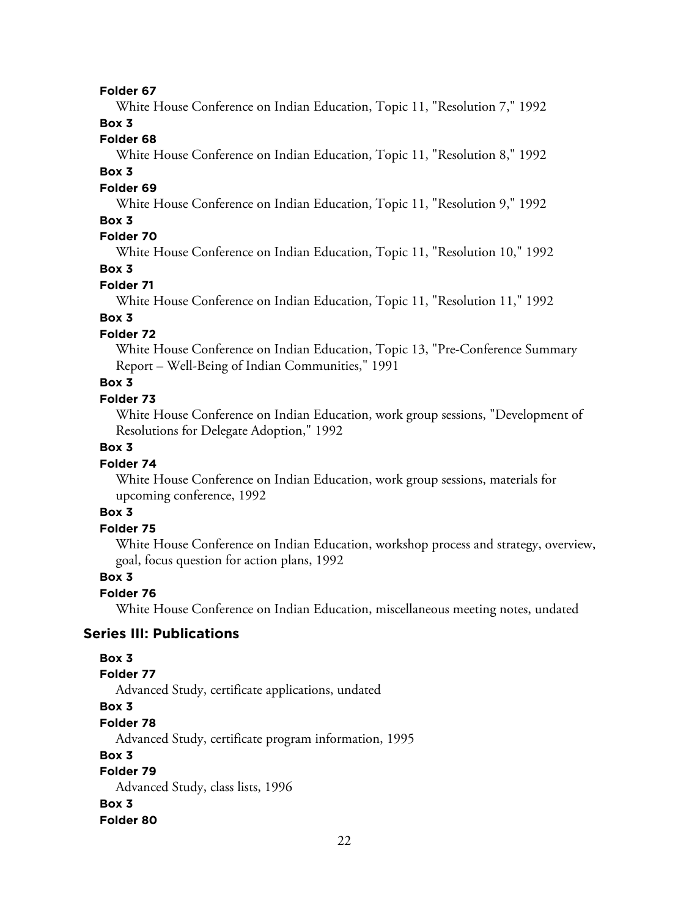**Folder 67**

White House Conference on Indian Education, Topic 11, "Resolution 7," 1992

**Box 3**

**Folder 68**

White House Conference on Indian Education, Topic 11, "Resolution 8," 1992

**Box 3**

**Folder 69**

White House Conference on Indian Education, Topic 11, "Resolution 9," 1992

**Box 3**

**Folder 70**

White House Conference on Indian Education, Topic 11, "Resolution 10," 1992

**Box 3**

**Folder 71**

White House Conference on Indian Education, Topic 11, "Resolution 11," 1992

**Box 3**

**Folder 72**

White House Conference on Indian Education, Topic 13, "Pre-Conference Summary Report – Well-Being of Indian Communities," 1991

**Box 3**

**Folder 73**

White House Conference on Indian Education, work group sessions, "Development of Resolutions for Delegate Adoption," 1992

**Box 3**

**Folder 74**

White House Conference on Indian Education, work group sessions, materials for upcoming conference, 1992

**Box 3**

**Folder 75**

White House Conference on Indian Education, workshop process and strategy, overview, goal, focus question for action plans, 1992

**Box 3**

**Folder 76**

White House Conference on Indian Education, miscellaneous meeting notes, undated

## Series III: Publications

**Box 3**

**Folder 77**

Advanced Study, certificate applications, undated

**Box 3**

**Folder 78**

Advanced Study, certificate program information, 1995

**Box 3**

**Folder 79**

Advanced Study, class lists, 1996

**Box 3**

**Folder 80**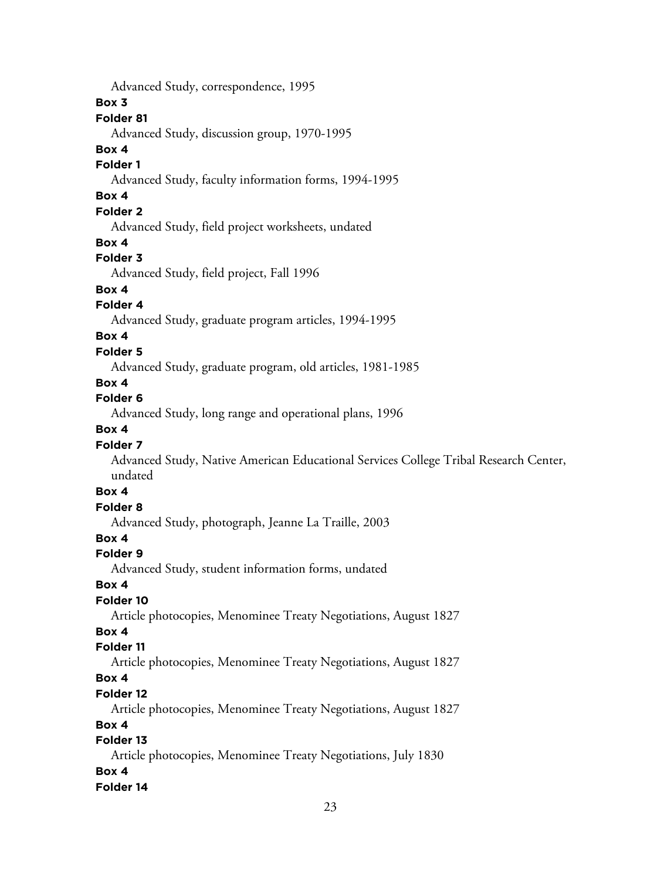Advanced Study, correspondence, 1995

**Box 3**

**Folder 81**

Advanced Study, discussion group, 1970-1995

**Box 4**

**Folder 1**

Advanced Study, faculty information forms, 1994-1995

**Box 4**

**Folder 2**

Advanced Study, field project worksheets, undated

**Box 4**

**Folder 3**

Advanced Study, field project, Fall 1996

**Box 4**

**Folder 4**

Advanced Study, graduate program articles, 1994-1995

**Box 4**

**Folder 5**

Advanced Study, graduate program, old articles, 1981-1985

**Box 4**

**Folder 6**

Advanced Study, long range and operational plans, 1996

**Box 4**

**Folder 7**

Advanced Study, Native American Educational Services College Tribal Research Center, undated

**Box 4**

**Folder 8**

Advanced Study, photograph, Jeanne La Traille, 2003

**Box 4**

**Folder 9**

Advanced Study, student information forms, undated

**Box 4**

**Folder 10**

Article photocopies, Menominee Treaty Negotiations, August 1827

**Box 4**

**Folder 11**

Article photocopies, Menominee Treaty Negotiations, August 1827

**Box 4**

**Folder 12**

Article photocopies, Menominee Treaty Negotiations, August 1827

**Box 4**

**Folder 13**

Article photocopies, Menominee Treaty Negotiations, July 1830

**Box 4**

**Folder 14**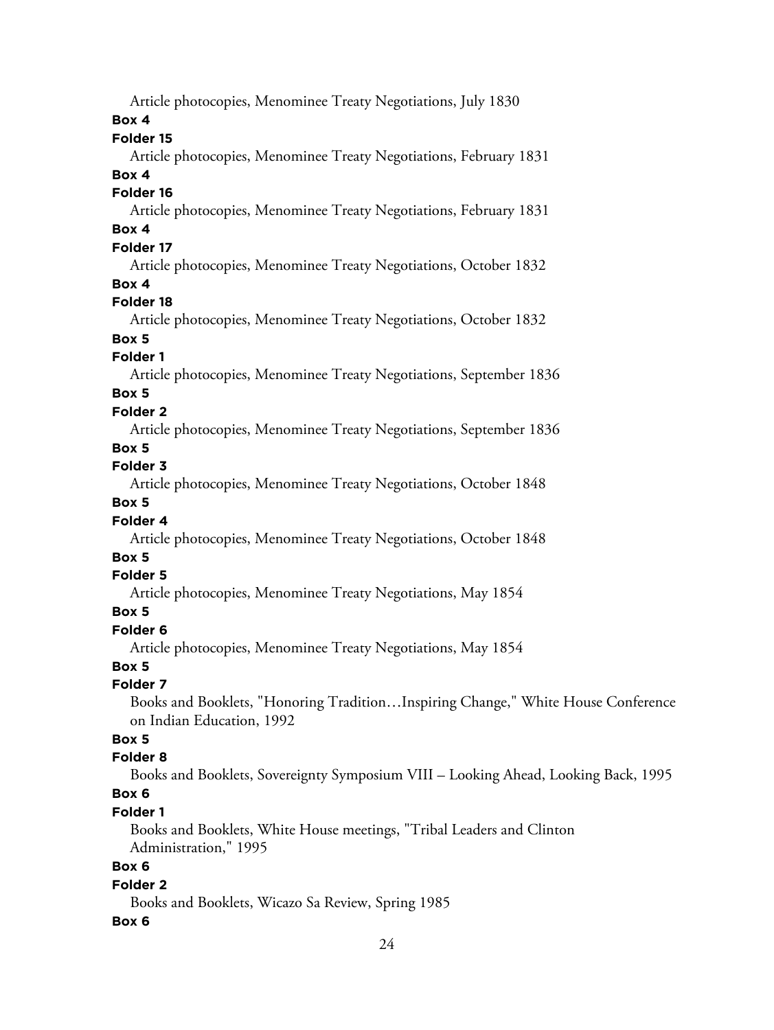Article photocopies, Menominee Treaty Negotiations, July 1830

**Box 4**

**Folder 15**

Article photocopies, Menominee Treaty Negotiations, February 1831

**Box 4**

**Folder 16**

Article photocopies, Menominee Treaty Negotiations, February 1831

**Box 4**

**Folder 17**

Article photocopies, Menominee Treaty Negotiations, October 1832

**Box 4**

**Folder 18**

Article photocopies, Menominee Treaty Negotiations, October 1832

**Box 5**

**Folder 1**

Article photocopies, Menominee Treaty Negotiations, September 1836

**Box 5**

**Folder 2**

Article photocopies, Menominee Treaty Negotiations, September 1836

**Box 5**

**Folder 3**

Article photocopies, Menominee Treaty Negotiations, October 1848

**Box 5**

**Folder 4**

Article photocopies, Menominee Treaty Negotiations, October 1848

**Box 5**

**Folder 5**

Article photocopies, Menominee Treaty Negotiations, May 1854

**Box 5**

**Folder 6**

Article photocopies, Menominee Treaty Negotiations, May 1854

**Box 5**

**Folder 7**

Books and Booklets, "Honoring Tradition…Inspiring Change," White House Conference on Indian Education, 1992

**Box 5**

**Folder 8**

Books and Booklets, Sovereignty Symposium VIII – Looking Ahead, Looking Back, 1995

**Box 6**

**Folder 1**

Books and Booklets, White House meetings, "Tribal Leaders and Clinton Administration," 1995

**Box 6**

**Folder 2**

Books and Booklets, Wicazo Sa Review, Spring 1985

**Box 6**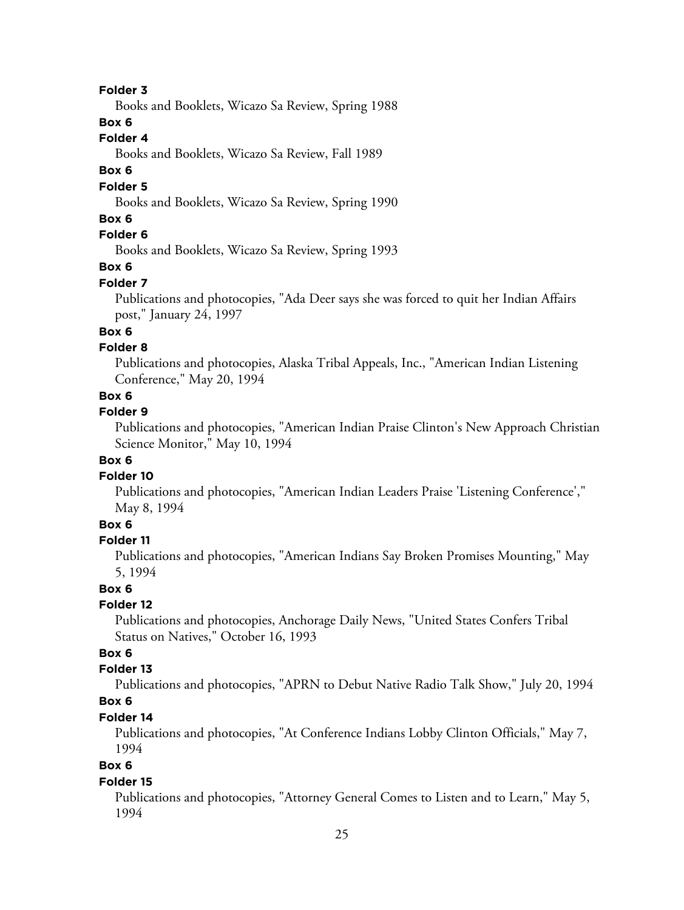**Folder 3**

Books and Booklets, Wicazo Sa Review, Spring 1988

**Box 6**

**Folder 4**

Books and Booklets, Wicazo Sa Review, Fall 1989

**Box 6**

**Folder 5**

Books and Booklets, Wicazo Sa Review, Spring 1990

**Box 6**

**Folder 6**

Books and Booklets, Wicazo Sa Review, Spring 1993

**Box 6**

**Folder 7**

Publications and photocopies, "Ada Deer says she was forced to quit her Indian Affairs post," January 24, 1997

**Box 6**

**Folder 8**

Publications and photocopies, Alaska Tribal Appeals, Inc., "American Indian Listening Conference," May 20, 1994

**Box 6**

**Folder 9**

Publications and photocopies, "American Indian Praise Clinton's New Approach Christian Science Monitor," May 10, 1994

**Box 6**

**Folder 10**

Publications and photocopies, "American Indian Leaders Praise 'Listening Conference'," May 8, 1994

**Box 6**

**Folder 11**

Publications and photocopies, "American Indians Say Broken Promises Mounting," May 5, 1994

**Box 6**

**Folder 12**

Publications and photocopies, Anchorage Daily News, "United States Confers Tribal Status on Natives," October 16, 1993

**Box 6**

**Folder 13**

Publications and photocopies, "APRN to Debut Native Radio Talk Show," July 20, 1994

**Box 6**

**Folder 14**

Publications and photocopies, "At Conference Indians Lobby Clinton Officials," May 7, 1994

**Box 6**

**Folder 15**

Publications and photocopies, "Attorney General Comes to Listen and to Learn," May 5, 1994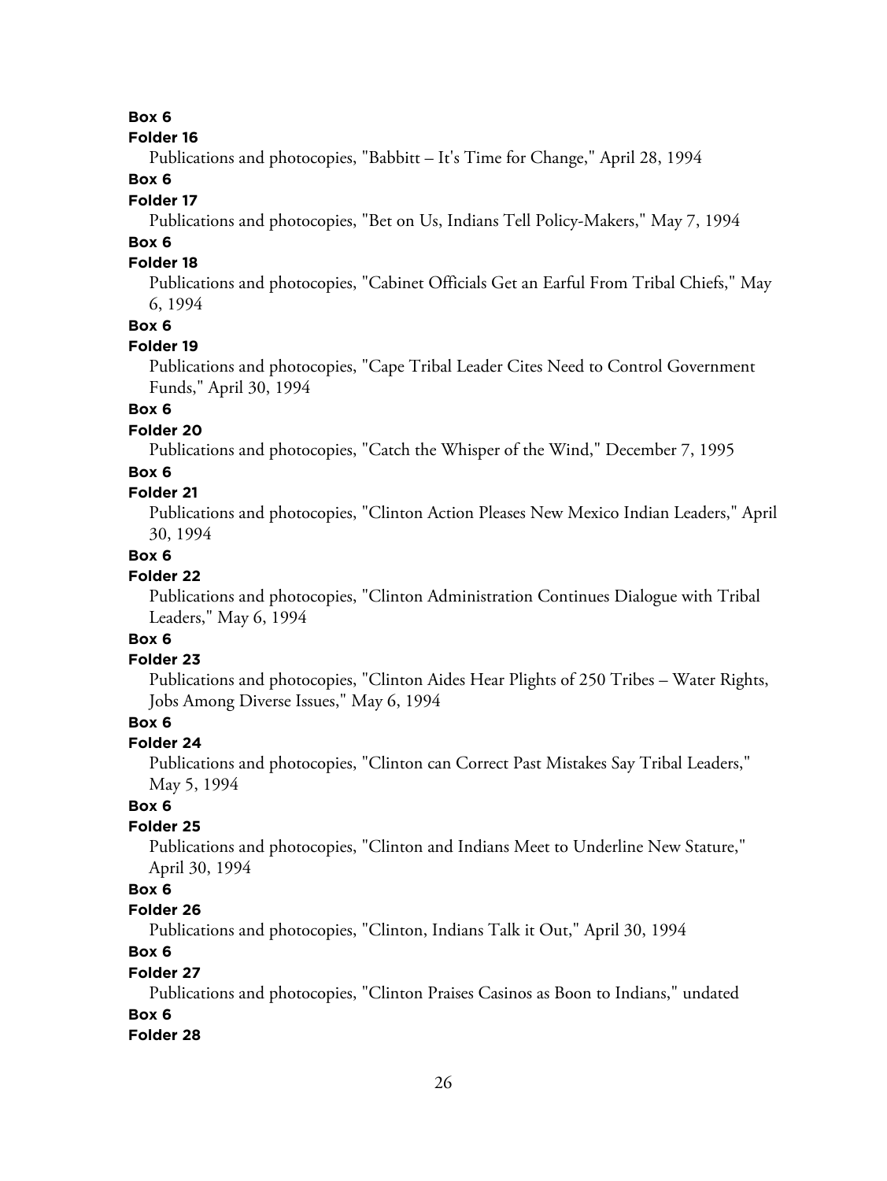**Box 6**

**Folder 16**

Publications and photocopies, "Babbitt – It's Time for Change," April 28, 1994

**Box 6**

**Folder 17**

Publications and photocopies, "Bet on Us, Indians Tell Policy-Makers," May 7, 1994

**Box 6**

**Folder 18**

Publications and photocopies, "Cabinet Officials Get an Earful From Tribal Chiefs," May 6, 1994

**Box 6**

**Folder 19**

Publications and photocopies, "Cape Tribal Leader Cites Need to Control Government Funds," April 30, 1994

**Box 6**

**Folder 20**

Publications and photocopies, "Catch the Whisper of the Wind," December 7, 1995

**Box 6**

**Folder 21**

Publications and photocopies, "Clinton Action Pleases New Mexico Indian Leaders," April 30, 1994

**Box 6**

**Folder 22**

Publications and photocopies, "Clinton Administration Continues Dialogue with Tribal Leaders," May 6, 1994

**Box 6**

**Folder 23**

Publications and photocopies, "Clinton Aides Hear Plights of 250 Tribes – Water Rights, Jobs Among Diverse Issues," May 6, 1994

**Box 6**

**Folder 24**

Publications and photocopies, "Clinton can Correct Past Mistakes Say Tribal Leaders," May 5, 1994

**Box 6**

**Folder 25**

Publications and photocopies, "Clinton and Indians Meet to Underline New Stature," April 30, 1994

**Box 6**

**Folder 26**

Publications and photocopies, "Clinton, Indians Talk it Out," April 30, 1994

**Box 6**

**Folder 27**

Publications and photocopies, "Clinton Praises Casinos as Boon to Indians," undated

**Box 6**

**Folder 28**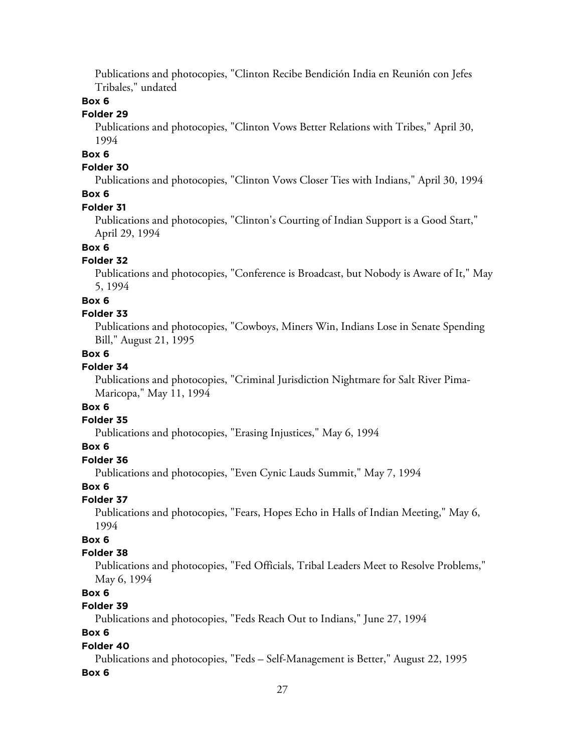Publications and photocopies, "Clinton Recibe Bendición India en Reunión con Jefes Tribales," undated

**Box 6**

**Folder 29**

Publications and photocopies, "Clinton Vows Better Relations with Tribes," April 30, 1994

**Box 6**

**Folder 30**

Publications and photocopies, "Clinton Vows Closer Ties with Indians," April 30, 1994

**Box 6**

**Folder 31**

Publications and photocopies, "Clinton's Courting of Indian Support is a Good Start," April 29, 1994

**Box 6**

**Folder 32**

Publications and photocopies, "Conference is Broadcast, but Nobody is Aware of It," May 5, 1994

**Box 6**

**Folder 33**

Publications and photocopies, "Cowboys, Miners Win, Indians Lose in Senate Spending Bill," August 21, 1995

**Box 6**

**Folder 34**

Publications and photocopies, "Criminal Jurisdiction Nightmare for Salt River Pima-Maricopa," May 11, 1994

**Box 6**

**Folder 35**

Publications and photocopies, "Erasing Injustices," May 6, 1994

**Box 6**

**Folder 36**

Publications and photocopies, "Even Cynic Lauds Summit," May 7, 1994

**Box 6**

**Folder 37**

Publications and photocopies, "Fears, Hopes Echo in Halls of Indian Meeting," May 6, 1994

**Box 6**

**Folder 38**

Publications and photocopies, "Fed Officials, Tribal Leaders Meet to Resolve Problems," May 6, 1994

**Box 6**

**Folder 39**

Publications and photocopies, "Feds Reach Out to Indians," June 27, 1994

**Box 6**

**Folder 40**

Publications and photocopies, "Feds – Self-Management is Better," August 22, 1995

**Box 6**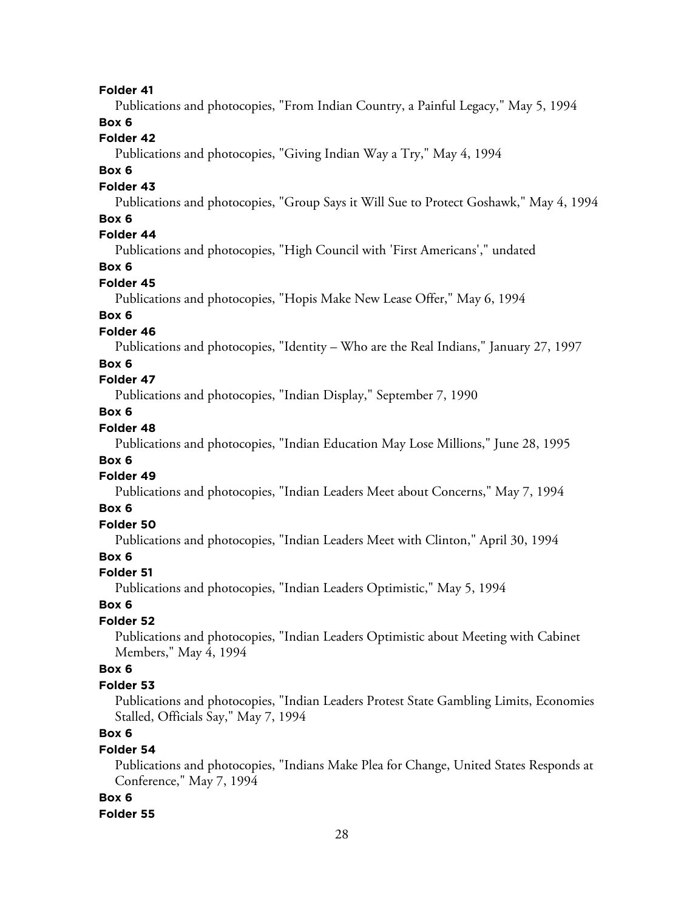**Folder 41**

Publications and photocopies, "From Indian Country, a Painful Legacy," May 5, 1994

**Box 6**

**Folder 42**

Publications and photocopies, "Giving Indian Way a Try," May 4, 1994

**Box 6**

**Folder 43**

Publications and photocopies, "Group Says it Will Sue to Protect Goshawk," May 4, 1994

**Box 6**

**Folder 44**

Publications and photocopies, "High Council with 'First Americans'," undated

**Box 6**

**Folder 45**

Publications and photocopies, "Hopis Make New Lease Offer," May 6, 1994

**Box 6**

**Folder 46**

Publications and photocopies, "Identity – Who are the Real Indians," January 27, 1997

**Box 6**

**Folder 47**

Publications and photocopies, "Indian Display," September 7, 1990

**Box 6**

**Folder 48**

Publications and photocopies, "Indian Education May Lose Millions," June 28, 1995

**Box 6**

**Folder 49**

Publications and photocopies, "Indian Leaders Meet about Concerns," May 7, 1994

**Box 6**

**Folder 50**

Publications and photocopies, "Indian Leaders Meet with Clinton," April 30, 1994

**Box 6**

**Folder 51**

Publications and photocopies, "Indian Leaders Optimistic," May 5, 1994

**Box 6**

**Folder 52**

Publications and photocopies, "Indian Leaders Optimistic about Meeting with Cabinet Members," May 4, 1994

**Box 6**

**Folder 53**

Publications and photocopies, "Indian Leaders Protest State Gambling Limits, Economies Stalled, Officials Say," May 7, 1994

**Box 6**

**Folder 54**

Publications and photocopies, "Indians Make Plea for Change, United States Responds at Conference," May 7, 1994

**Box 6**

**Folder 55**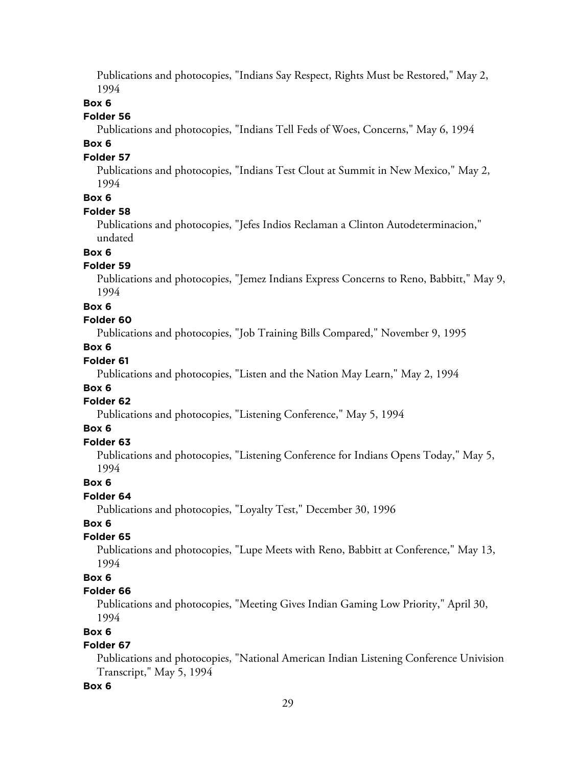Publications and photocopies, "Indians Say Respect, Rights Must be Restored," May 2, 1994

**Box 6**

**Folder 56**

Publications and photocopies, "Indians Tell Feds of Woes, Concerns," May 6, 1994

**Box 6**

**Folder 57**

Publications and photocopies, "Indians Test Clout at Summit in New Mexico," May 2, 1994

**Box 6**

**Folder 58**

Publications and photocopies, "Jefes Indios Reclaman a Clinton Autodeterminacion," undated

**Box 6**

**Folder 59**

Publications and photocopies, "Jemez Indians Express Concerns to Reno, Babbitt," May 9, 1994

**Box 6**

**Folder 60**

Publications and photocopies, "Job Training Bills Compared," November 9, 1995

**Box 6**

**Folder 61**

Publications and photocopies, "Listen and the Nation May Learn," May 2, 1994

**Box 6**

**Folder 62**

Publications and photocopies, "Listening Conference," May 5, 1994

**Box 6**

**Folder 63**

Publications and photocopies, "Listening Conference for Indians Opens Today," May 5, 1994

**Box 6**

**Folder 64**

Publications and photocopies, "Loyalty Test," December 30, 1996

**Box 6**

**Folder 65**

Publications and photocopies, "Lupe Meets with Reno, Babbitt at Conference," May 13, 1994

**Box 6**

**Folder 66**

Publications and photocopies, "Meeting Gives Indian Gaming Low Priority," April 30, 1994

**Box 6**

**Folder 67**

Publications and photocopies, "National American Indian Listening Conference Univision Transcript," May 5, 1994

**Box 6**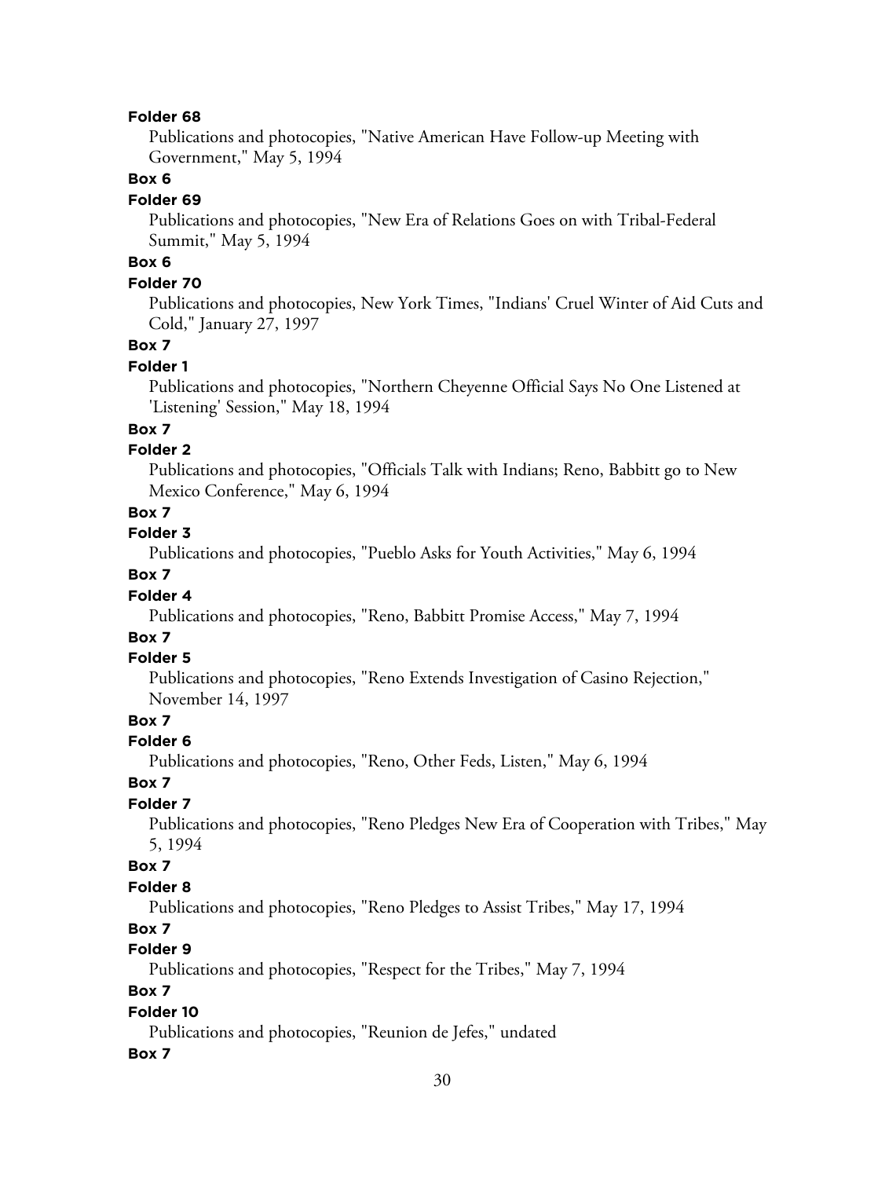**Folder 68**

Publications and photocopies, "Native American Have Follow-up Meeting with Government," May 5, 1994

**Box 6**

**Folder 69**

Publications and photocopies, "New Era of Relations Goes on with Tribal-Federal Summit," May 5, 1994

**Box 6**

**Folder 70**

Publications and photocopies, New York Times, "Indians' Cruel Winter of Aid Cuts and Cold," January 27, 1997

**Box 7**

**Folder 1**

Publications and photocopies, "Northern Cheyenne Official Says No One Listened at 'Listening' Session," May 18, 1994

**Box 7**

**Folder 2**

Publications and photocopies, "Officials Talk with Indians; Reno, Babbitt go to New Mexico Conference," May 6, 1994

**Box 7**

**Folder 3**

Publications and photocopies, "Pueblo Asks for Youth Activities," May 6, 1994

**Box 7**

**Folder 4**

Publications and photocopies, "Reno, Babbitt Promise Access," May 7, 1994

**Box 7**

**Folder 5**

Publications and photocopies, "Reno Extends Investigation of Casino Rejection," November 14, 1997

**Box 7**

**Folder 6**

Publications and photocopies, "Reno, Other Feds, Listen," May 6, 1994

**Box 7**

**Folder 7**

Publications and photocopies, "Reno Pledges New Era of Cooperation with Tribes," May 5, 1994

**Box 7**

**Folder 8**

Publications and photocopies, "Reno Pledges to Assist Tribes," May 17, 1994

**Box 7**

**Folder 9**

Publications and photocopies, "Respect for the Tribes," May 7, 1994

**Box 7**

**Folder 10**

Publications and photocopies, "Reunion de Jefes," undated

**Box 7**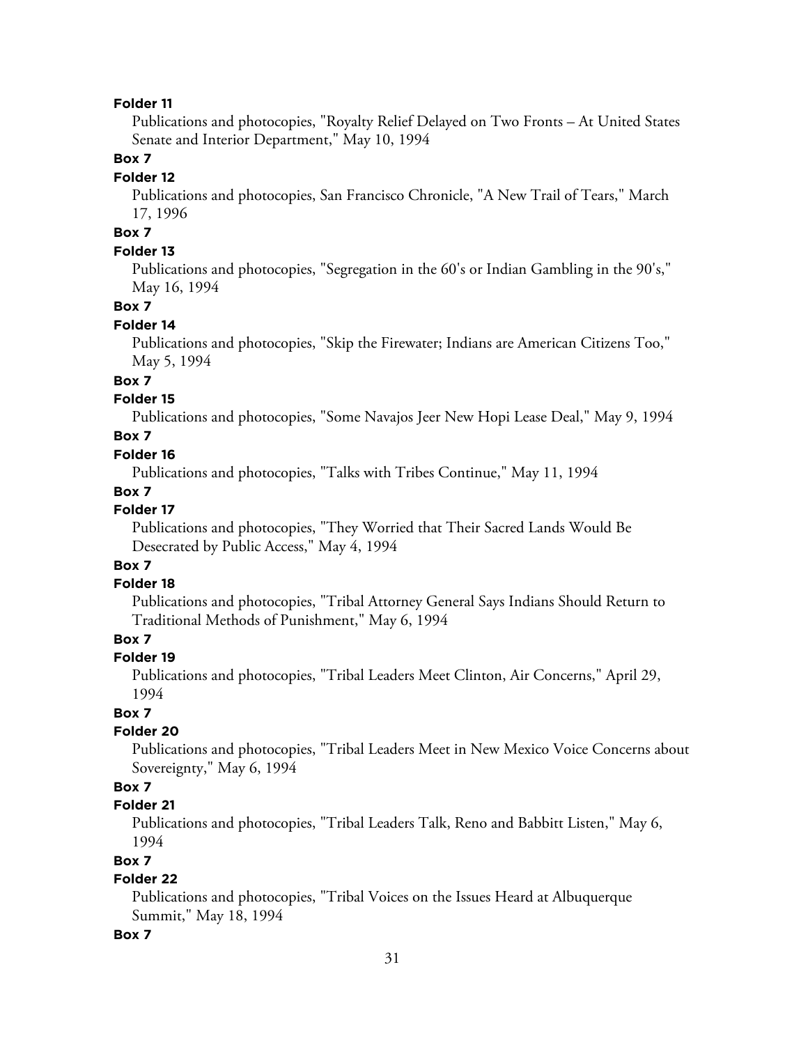**Folder 11**

Publications and photocopies, "Royalty Relief Delayed on Two Fronts – At United States Senate and Interior Department," May 10, 1994

**Box 7**

**Folder 12**

Publications and photocopies, San Francisco Chronicle, "A New Trail of Tears," March 17, 1996

**Box 7**

**Folder 13**

Publications and photocopies, "Segregation in the 60's or Indian Gambling in the 90's," May 16, 1994

**Box 7**

**Folder 14**

Publications and photocopies, "Skip the Firewater; Indians are American Citizens Too," May 5, 1994

**Box 7**

**Folder 15**

Publications and photocopies, "Some Navajos Jeer New Hopi Lease Deal," May 9, 1994

**Box 7**

**Folder 16**

Publications and photocopies, "Talks with Tribes Continue," May 11, 1994

**Box 7**

**Folder 17**

Publications and photocopies, "They Worried that Their Sacred Lands Would Be Desecrated by Public Access," May 4, 1994

**Box 7**

**Folder 18**

Publications and photocopies, "Tribal Attorney General Says Indians Should Return to Traditional Methods of Punishment," May 6, 1994

**Box 7**

**Folder 19**

Publications and photocopies, "Tribal Leaders Meet Clinton, Air Concerns," April 29, 1994

**Box 7**

**Folder 20**

Publications and photocopies, "Tribal Leaders Meet in New Mexico Voice Concerns about Sovereignty," May 6, 1994

**Box 7**

**Folder 21**

Publications and photocopies, "Tribal Leaders Talk, Reno and Babbitt Listen," May 6, 1994

**Box 7**

**Folder 22**

Publications and photocopies, "Tribal Voices on the Issues Heard at Albuquerque Summit," May 18, 1994

**Box 7**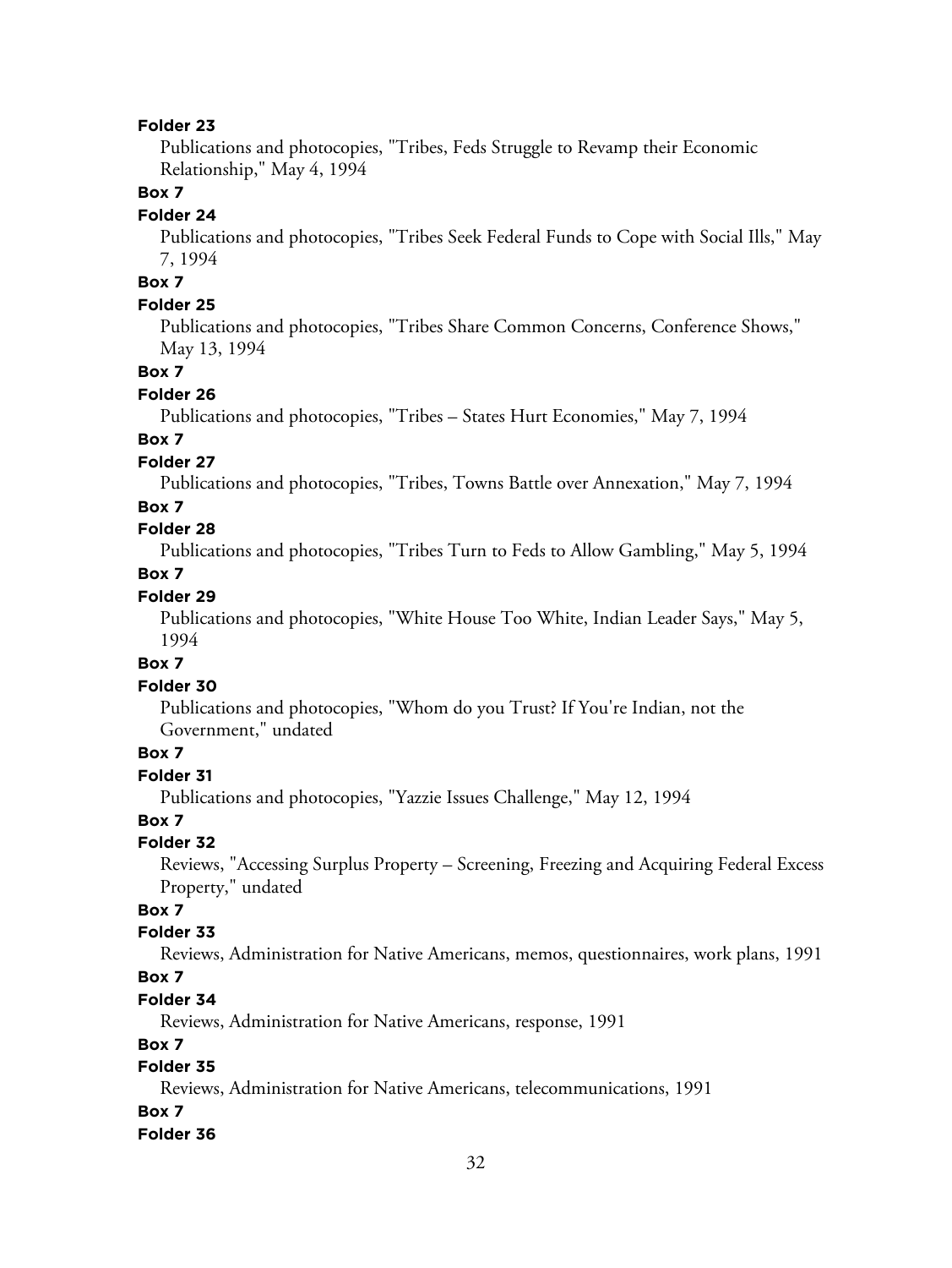**Folder 23**

Publications and photocopies, "Tribes, Feds Struggle to Revamp their Economic Relationship," May 4, 1994

**Box 7**

**Folder 24**

Publications and photocopies, "Tribes Seek Federal Funds to Cope with Social Ills," May 7, 1994

**Box 7**

**Folder 25**

Publications and photocopies, "Tribes Share Common Concerns, Conference Shows," May 13, 1994

**Box 7**

**Folder 26**

Publications and photocopies, "Tribes – States Hurt Economies," May 7, 1994

**Box 7**

**Folder 27**

Publications and photocopies, "Tribes, Towns Battle over Annexation," May 7, 1994

**Box 7**

**Folder 28**

Publications and photocopies, "Tribes Turn to Feds to Allow Gambling," May 5, 1994

**Box 7**

**Folder 29**

Publications and photocopies, "White House Too White, Indian Leader Says," May 5, 1994

**Box 7**

**Folder 30**

Publications and photocopies, "Whom do you Trust? If You're Indian, not the Government," undated

**Box 7**

**Folder 31**

Publications and photocopies, "Yazzie Issues Challenge," May 12, 1994

**Box 7**

**Folder 32**

Reviews, "Accessing Surplus Property – Screening, Freezing and Acquiring Federal Excess Property," undated

**Box 7**

**Folder 33**

Reviews, Administration for Native Americans, memos, questionnaires, work plans, 1991

**Box 7**

**Folder 34**

Reviews, Administration for Native Americans, response, 1991

**Box 7**

**Folder 35**

Reviews, Administration for Native Americans, telecommunications, 1991

**Box 7**

**Folder 36**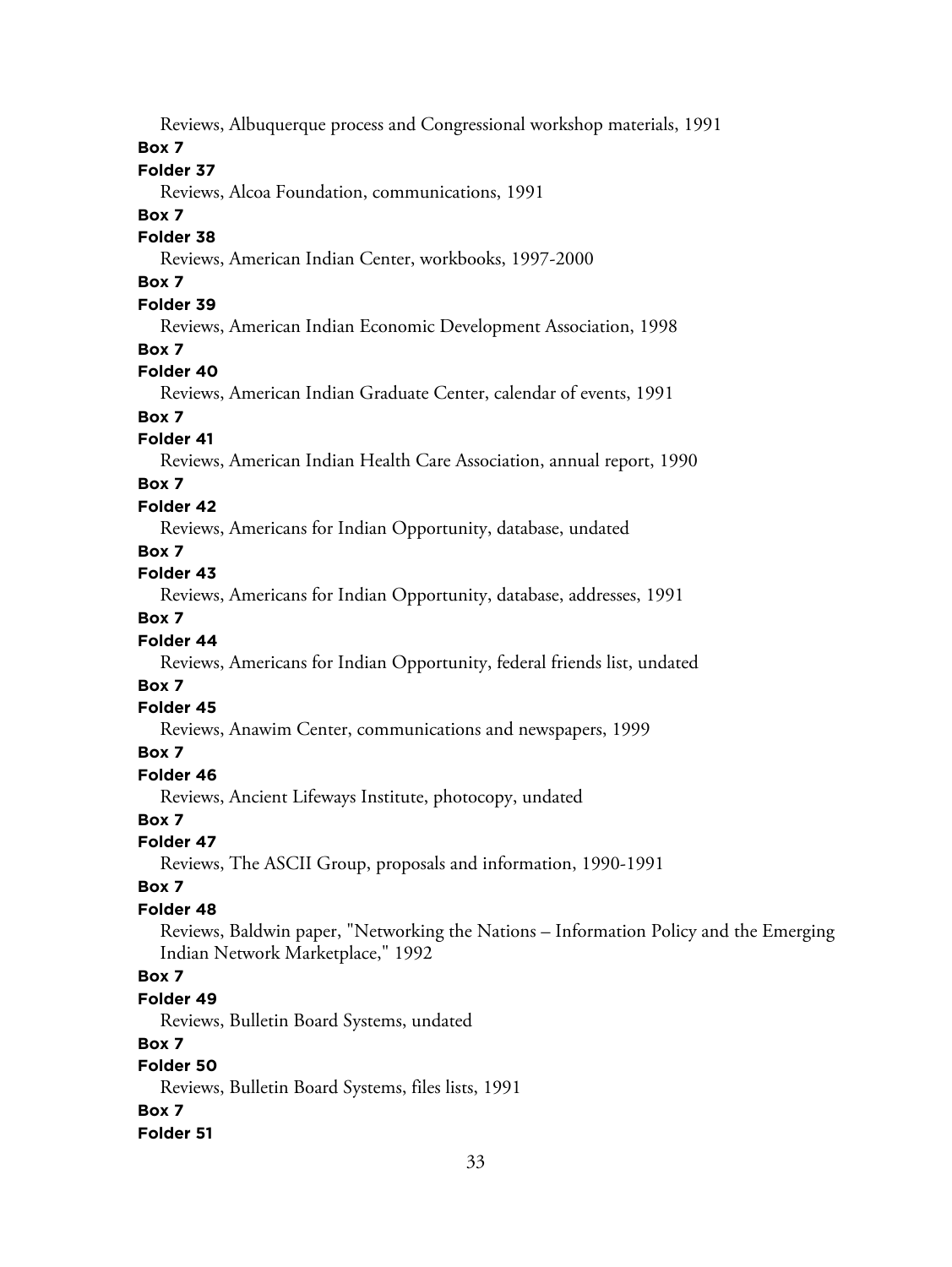Reviews, Albuquerque process and Congressional workshop materials, 1991

**Box 7**

**Folder 37**

Reviews, Alcoa Foundation, communications, 1991

**Box 7**

**Folder 38**

Reviews, American Indian Center, workbooks, 1997-2000

**Box 7**

**Folder 39**

Reviews, American Indian Economic Development Association, 1998

**Box 7**

**Folder 40**

Reviews, American Indian Graduate Center, calendar of events, 1991

**Box 7**

**Folder 41**

Reviews, American Indian Health Care Association, annual report, 1990

**Box 7**

**Folder 42**

Reviews, Americans for Indian Opportunity, database, undated

**Box 7**

**Folder 43**

Reviews, Americans for Indian Opportunity, database, addresses, 1991

**Box 7**

**Folder 44**

Reviews, Americans for Indian Opportunity, federal friends list, undated

**Box 7**

**Folder 45**

Reviews, Anawim Center, communications and newspapers, 1999

**Box 7**

**Folder 46**

Reviews, Ancient Lifeways Institute, photocopy, undated

**Box 7**

**Folder 47**

Reviews, The ASCII Group, proposals and information, 1990-1991

**Box 7**

**Folder 48**

Reviews, Baldwin paper, "Networking the Nations – Information Policy and the Emerging Indian Network Marketplace," 1992

**Box 7**

**Folder 49**

Reviews, Bulletin Board Systems, undated

**Box 7**

**Folder 50**

Reviews, Bulletin Board Systems, files lists, 1991

**Box 7**

**Folder 51**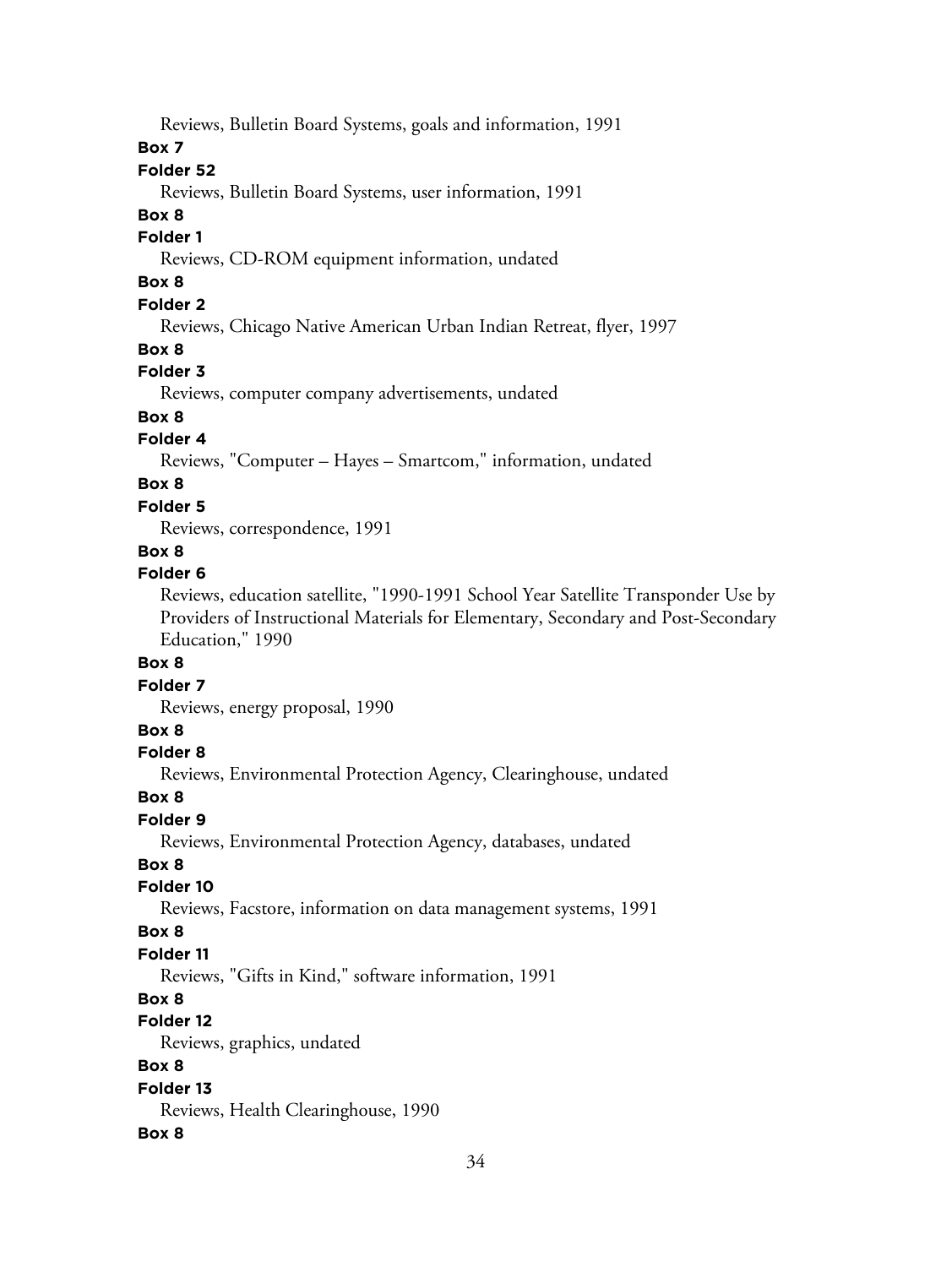Reviews, Bulletin Board Systems, goals and information, 1991

**Box 7**

**Folder 52**

Reviews, Bulletin Board Systems, user information, 1991

**Box 8**

**Folder 1**

Reviews, CD-ROM equipment information, undated

**Box 8**

**Folder 2**

Reviews, Chicago Native American Urban Indian Retreat, flyer, 1997

**Box 8**

**Folder 3**

Reviews, computer company advertisements, undated

**Box 8**

**Folder 4**

Reviews, "Computer – Hayes – Smartcom," information, undated

**Box 8**

**Folder 5**

Reviews, correspondence, 1991

**Box 8**

**Folder 6**

Reviews, education satellite, "1990-1991 School Year Satellite Transponder Use by Providers of Instructional Materials for Elementary, Secondary and Post-Secondary Education," 1990

**Box 8**

**Folder 7**

Reviews, energy proposal, 1990

**Box 8**

**Folder 8**

Reviews, Environmental Protection Agency, Clearinghouse, undated

**Box 8**

**Folder 9**

Reviews, Environmental Protection Agency, databases, undated

**Box 8**

**Folder 10**

Reviews, Facstore, information on data management systems, 1991

**Box 8**

**Folder 11**

Reviews, "Gifts in Kind," software information, 1991

**Box 8**

**Folder 12**

Reviews, graphics, undated

**Box 8**

**Folder 13**

Reviews, Health Clearinghouse, 1990

**Box 8**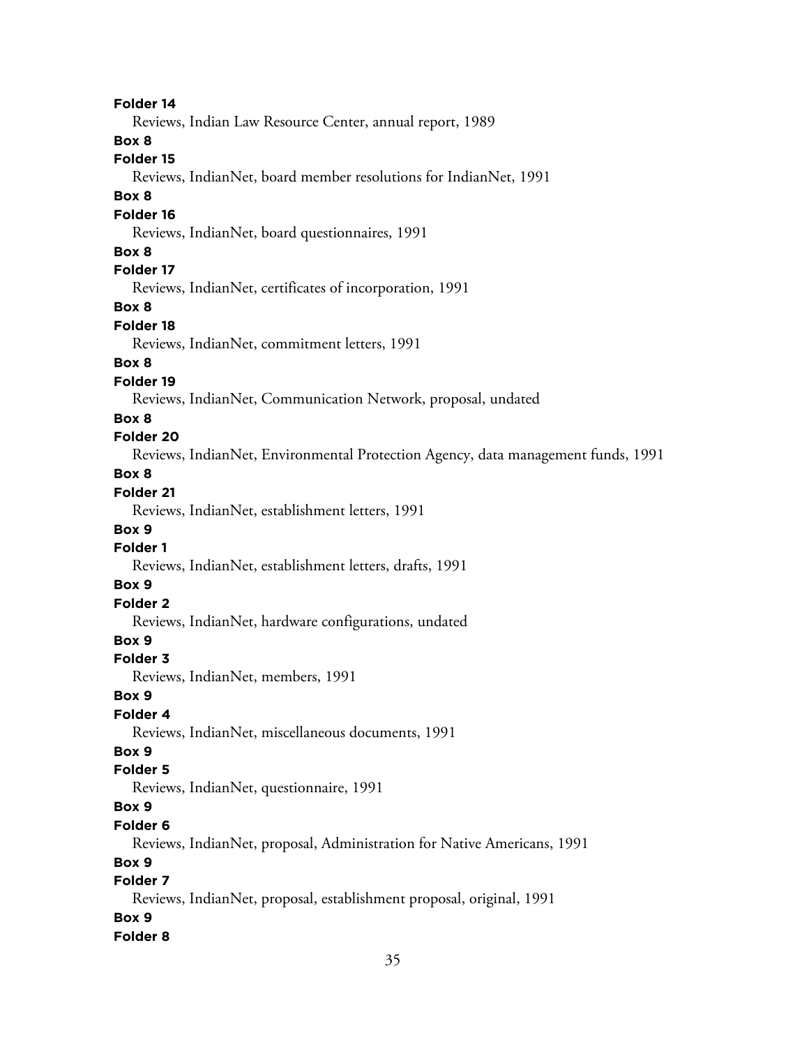**Folder 14**

Reviews, Indian Law Resource Center, annual report, 1989

**Box 8**

**Folder 15**

Reviews, IndianNet, board member resolutions for IndianNet, 1991

**Box 8**

**Folder 16**

Reviews, IndianNet, board questionnaires, 1991

**Box 8**

**Folder 17**

Reviews, IndianNet, certificates of incorporation, 1991

**Box 8**

**Folder 18**

Reviews, IndianNet, commitment letters, 1991

**Box 8**

**Folder 19**

Reviews, IndianNet, Communication Network, proposal, undated

**Box 8**

**Folder 20**

Reviews, IndianNet, Environmental Protection Agency, data management funds, 1991

**Box 8**

**Folder 21**

Reviews, IndianNet, establishment letters, 1991

**Box 9**

**Folder 1**

Reviews, IndianNet, establishment letters, drafts, 1991

**Box 9**

**Folder 2**

Reviews, IndianNet, hardware configurations, undated

**Box 9**

**Folder 3**

Reviews, IndianNet, members, 1991

**Box 9**

**Folder 4**

Reviews, IndianNet, miscellaneous documents, 1991

**Box 9**

**Folder 5**

Reviews, IndianNet, questionnaire, 1991

**Box 9**

**Folder 6**

Reviews, IndianNet, proposal, Administration for Native Americans, 1991

**Box 9**

**Folder 7**

Reviews, IndianNet, proposal, establishment proposal, original, 1991

**Box 9**

**Folder 8**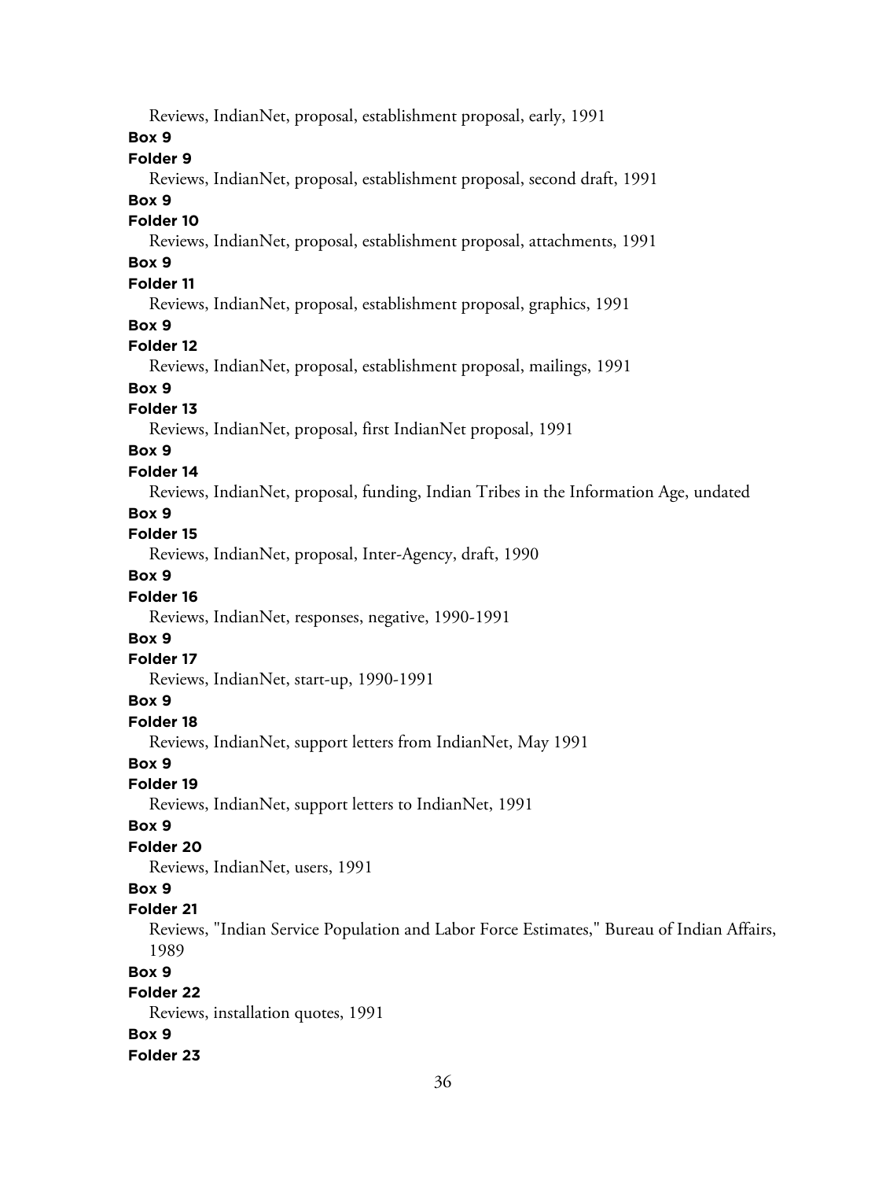Reviews, IndianNet, proposal, establishment proposal, early, 1991

**Box 9**

**Folder 9**

Reviews, IndianNet, proposal, establishment proposal, second draft, 1991

**Box 9**

**Folder 10**

Reviews, IndianNet, proposal, establishment proposal, attachments, 1991

**Box 9**

**Folder 11**

Reviews, IndianNet, proposal, establishment proposal, graphics, 1991

**Box 9**

**Folder 12**

Reviews, IndianNet, proposal, establishment proposal, mailings, 1991

**Box 9**

**Folder 13**

Reviews, IndianNet, proposal, first IndianNet proposal, 1991

**Box 9**

**Folder 14**

Reviews, IndianNet, proposal, funding, Indian Tribes in the Information Age, undated

**Box 9**

**Folder 15**

Reviews, IndianNet, proposal, Inter-Agency, draft, 1990

**Box 9**

**Folder 16**

Reviews, IndianNet, responses, negative, 1990-1991

**Box 9**

**Folder 17**

Reviews, IndianNet, start-up, 1990-1991

**Box 9**

**Folder 18**

Reviews, IndianNet, support letters from IndianNet, May 1991

**Box 9**

**Folder 19**

Reviews, IndianNet, support letters to IndianNet, 1991

**Box 9**

**Folder 20**

Reviews, IndianNet, users, 1991

**Box 9**

**Folder 21**

Reviews, "Indian Service Population and Labor Force Estimates," Bureau of Indian Affairs, 1989

**Box 9**

**Folder 22**

Reviews, installation quotes, 1991

**Box 9**

**Folder 23**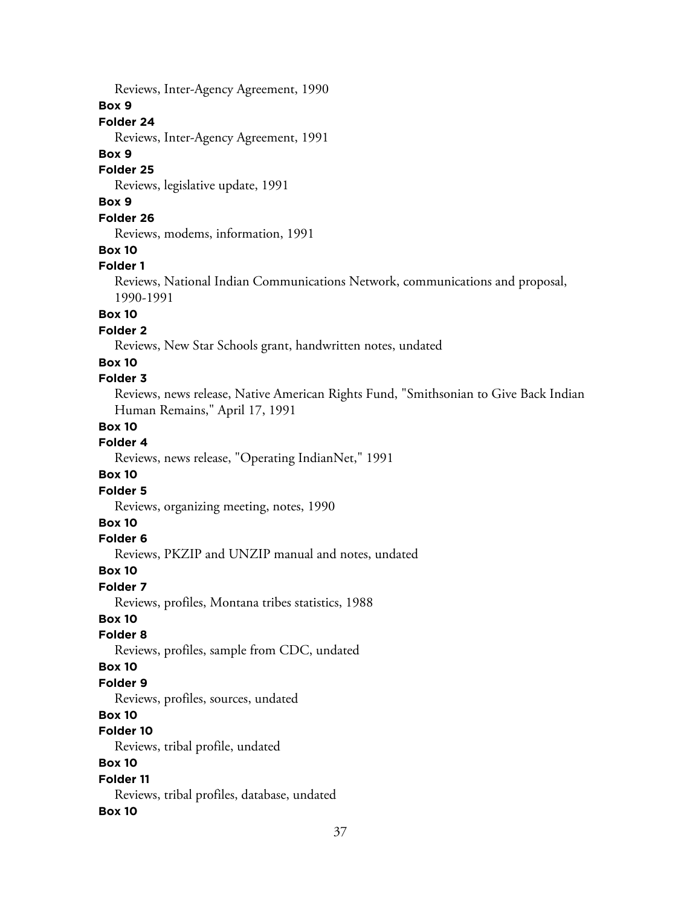Reviews, Inter-Agency Agreement, 1990

**Box 9**

**Folder 24**

Reviews, Inter-Agency Agreement, 1991

**Box 9**

**Folder 25**

Reviews, legislative update, 1991

**Box 9**

**Folder 26**

Reviews, modems, information, 1991

**Box 10**

**Folder 1**

Reviews, National Indian Communications Network, communications and proposal, 1990-1991

**Box 10**

**Folder 2**

Reviews, New Star Schools grant, handwritten notes, undated

**Box 10**

**Folder 3**

Reviews, news release, Native American Rights Fund, "Smithsonian to Give Back Indian Human Remains," April 17, 1991

**Box 10**

**Folder 4**

Reviews, news release, "Operating IndianNet," 1991

**Box 10**

**Folder 5**

Reviews, organizing meeting, notes, 1990

**Box 10**

**Folder 6**

Reviews, PKZIP and UNZIP manual and notes, undated

**Box 10**

**Folder 7**

Reviews, profiles, Montana tribes statistics, 1988

**Box 10**

**Folder 8**

Reviews, profiles, sample from CDC, undated

**Box 10**

**Folder 9**

Reviews, profiles, sources, undated

**Box 10**

**Folder 10**

Reviews, tribal profile, undated

**Box 10**

**Folder 11**

Reviews, tribal profiles, database, undated

**Box 10**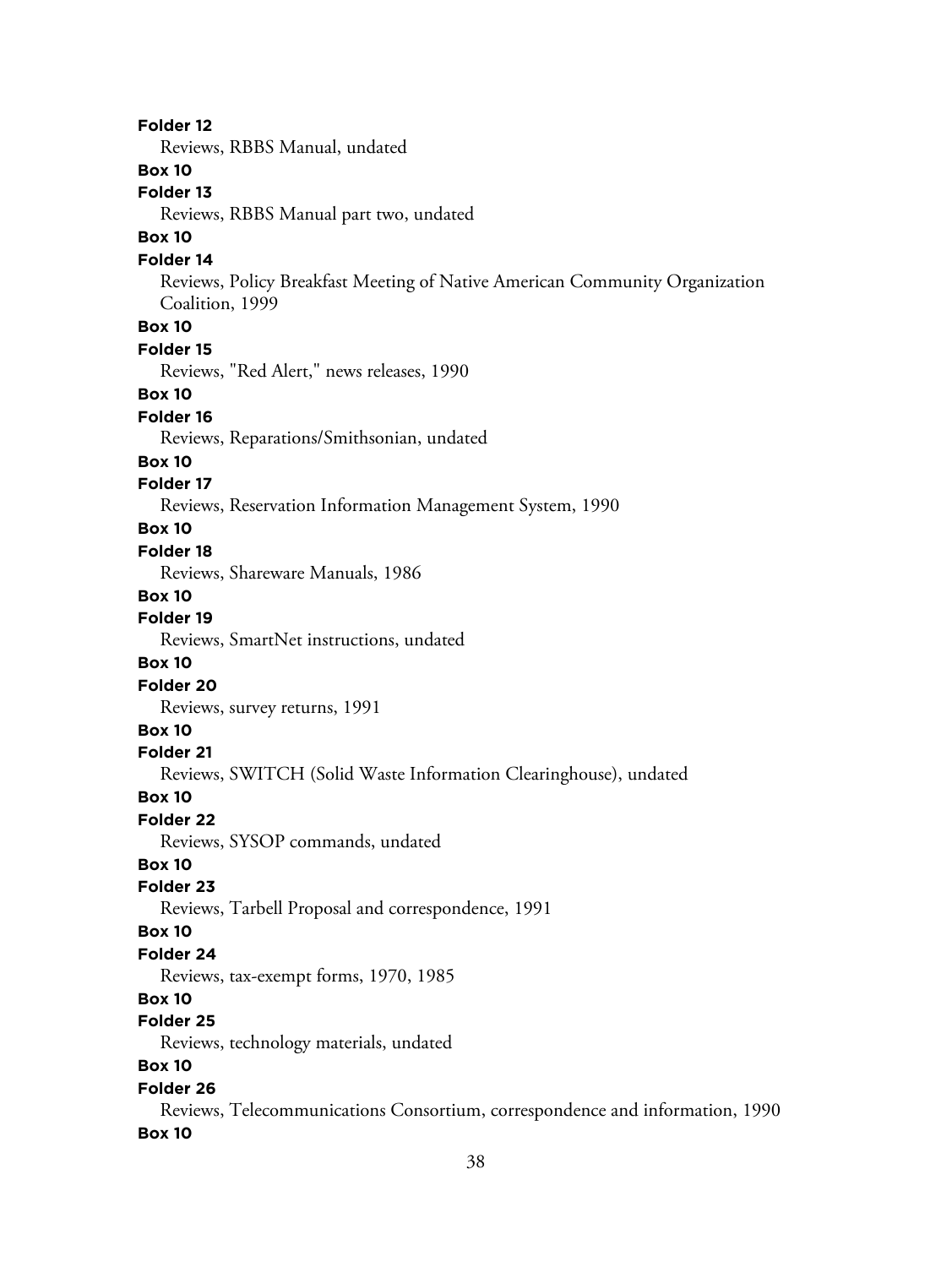**Folder 12**

Reviews, RBBS Manual, undated

**Box 10**

**Folder 13**

Reviews, RBBS Manual part two, undated

**Box 10**

**Folder 14**

Reviews, Policy Breakfast Meeting of Native American Community Organization Coalition, 1999

**Box 10**

**Folder 15**

Reviews, "Red Alert," news releases, 1990

**Box 10**

**Folder 16**

Reviews, Reparations/Smithsonian, undated

**Box 10**

**Folder 17**

Reviews, Reservation Information Management System, 1990

**Box 10**

**Folder 18**

Reviews, Shareware Manuals, 1986

**Box 10**

**Folder 19**

Reviews, SmartNet instructions, undated

**Box 10**

**Folder 20**

Reviews, survey returns, 1991

**Box 10**

**Folder 21**

Reviews, SWITCH (Solid Waste Information Clearinghouse), undated

**Box 10**

**Folder 22**

Reviews, SYSOP commands, undated

**Box 10**

**Folder 23**

Reviews, Tarbell Proposal and correspondence, 1991

**Box 10**

**Folder 24**

Reviews, tax-exempt forms, 1970, 1985

**Box 10**

**Folder 25**

Reviews, technology materials, undated

**Box 10**

**Folder 26**

Reviews, Telecommunications Consortium, correspondence and information, 1990

**Box 10**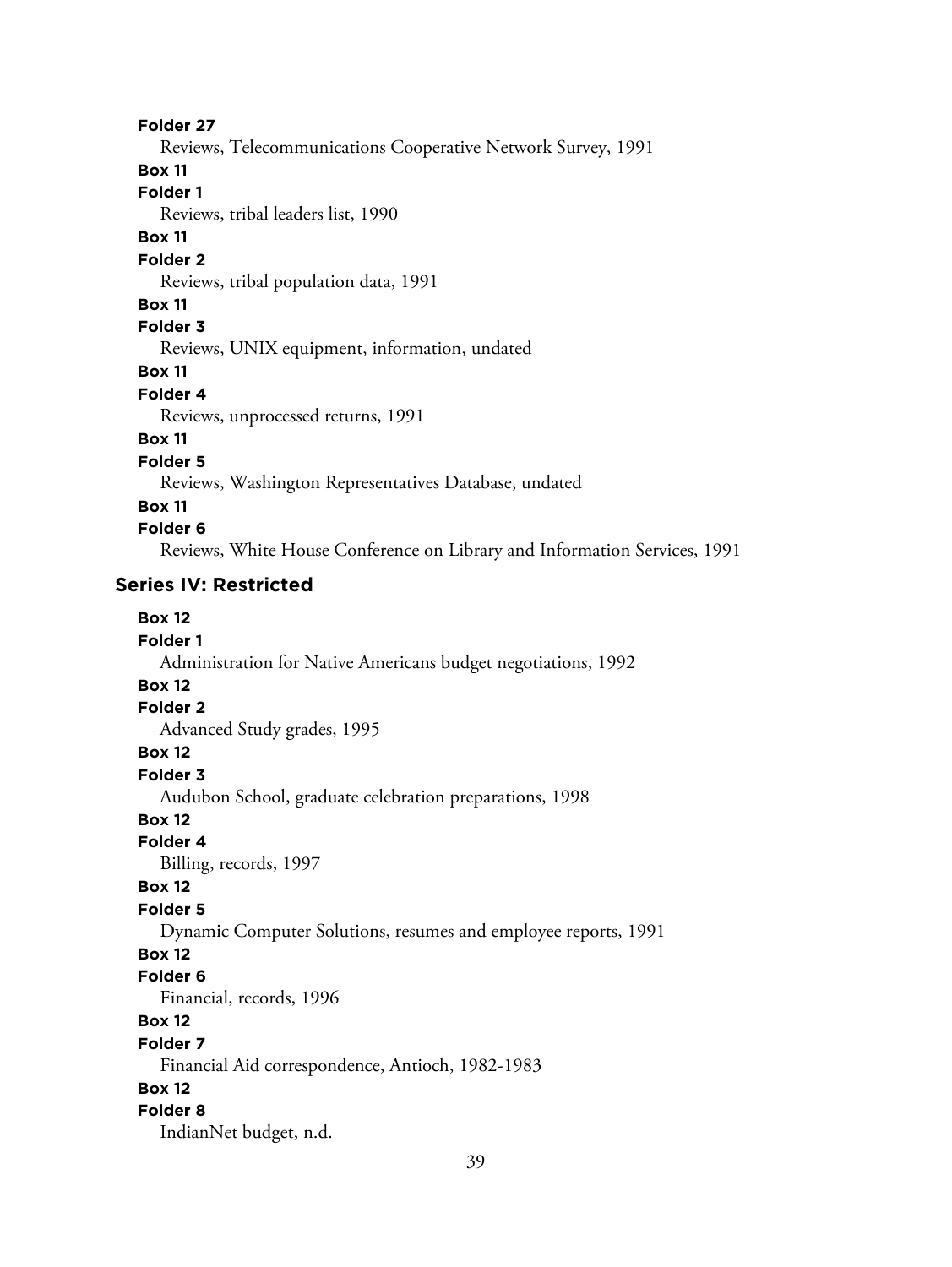**Folder 27**

Reviews, Telecommunications Cooperative Network Survey, 1991

**Box 11**

**Folder 1**

Reviews, tribal leaders list, 1990

**Box 11**

**Folder 2**

Reviews, tribal population data, 1991

**Box 11**

**Folder 3**

Reviews, UNIX equipment, information, undated

**Box 11**

**Folder 4**

Reviews, unprocessed returns, 1991

**Box 11**

**Folder 5**

Reviews, Washington Representatives Database, undated

**Box 11**

**Folder 6**

Reviews, White House Conference on Library and Information Services, 1991

## Series IV: Restricted

**Box 12**

**Folder 1**

Administration for Native Americans budget negotiations, 1992

**Box 12**

**Folder 2**

Advanced Study grades, 1995

**Box 12**

**Folder 3**

Audubon School, graduate celebration preparations, 1998

**Box 12**

**Folder 4**

Billing, records, 1997

**Box 12**

**Folder 5**

Dynamic Computer Solutions, resumes and employee reports, 1991

**Box 12**

**Folder 6**

Financial, records, 1996

**Box 12**

**Folder 7**

Financial Aid correspondence, Antioch, 1982-1983

**Box 12**

**Folder 8**

IndianNet budget, n.d.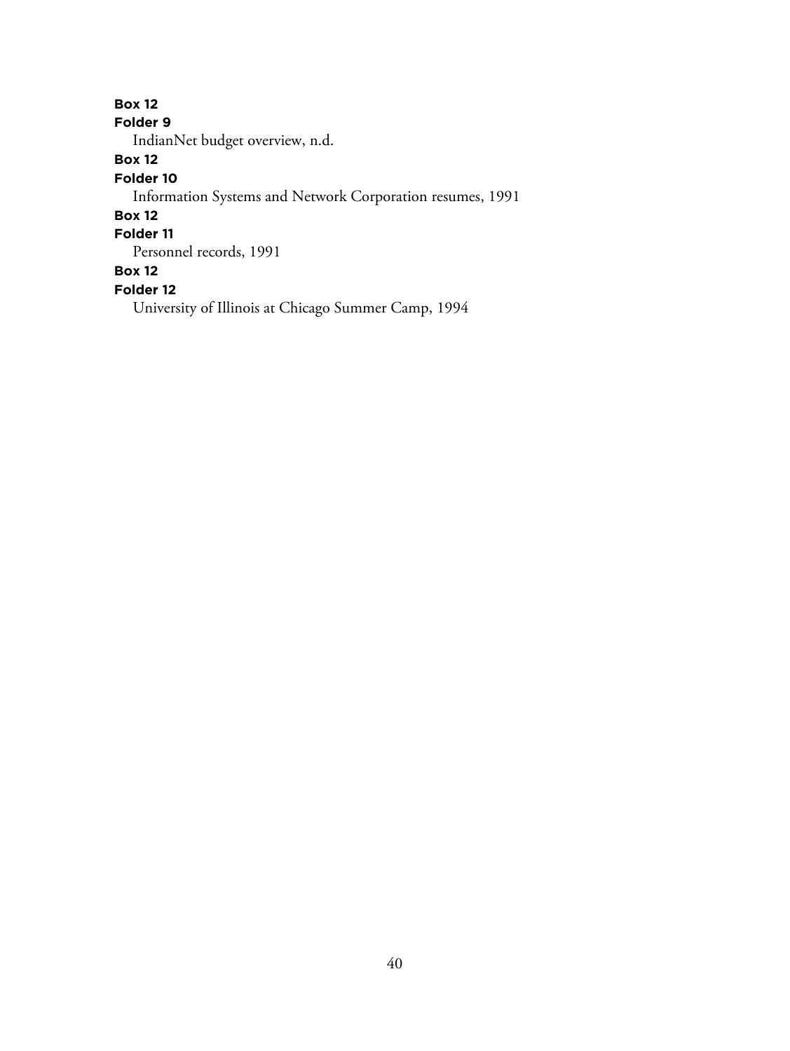**Box 12**
**Folder 9**
IndianNet budget overview, n.d.

**Box 12**
**Folder 10**
Information Systems and Network Corporation resumes, 1991

**Box 12**
**Folder 11**
Personnel records, 1991

**Box 12**
**Folder 12**
University of Illinois at Chicago Summer Camp, 1994